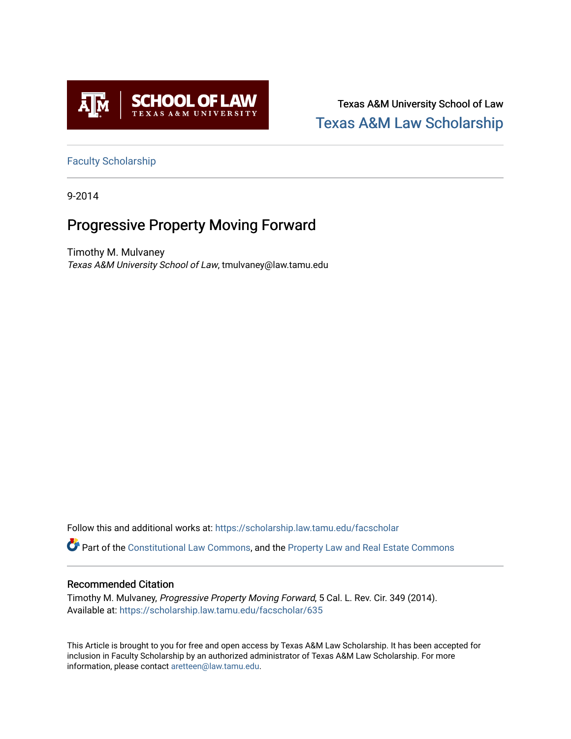Texas A&M University School of Law

Texas A&M Law Scholarship

Faculty Scholarship

9-2014

# Progressive Property Moving Forward

Timothy M. Mulvaney

*Texas A&M University School of Law*, tmulvaney@law.tamu.edu

Follow this and additional works at: https://scholarship.law.tamu.edu/facscholar

Part of the Constitutional Law Commons, and the Property Law and Real Estate Commons

## Recommended Citation

Timothy M. Mulvaney, *Progressive Property Moving Forward*, 5 Cal. L. Rev. Cir. 349 (2014).
Available at: https://scholarship.law.tamu.edu/facscholar/635

This Article is brought to you for free and open access by Texas A&M Law Scholarship. It has been accepted for inclusion in Faculty Scholarship by an authorized administrator of Texas A&M Law Scholarship. For more information, please contact aretteen@law.tamu.edu.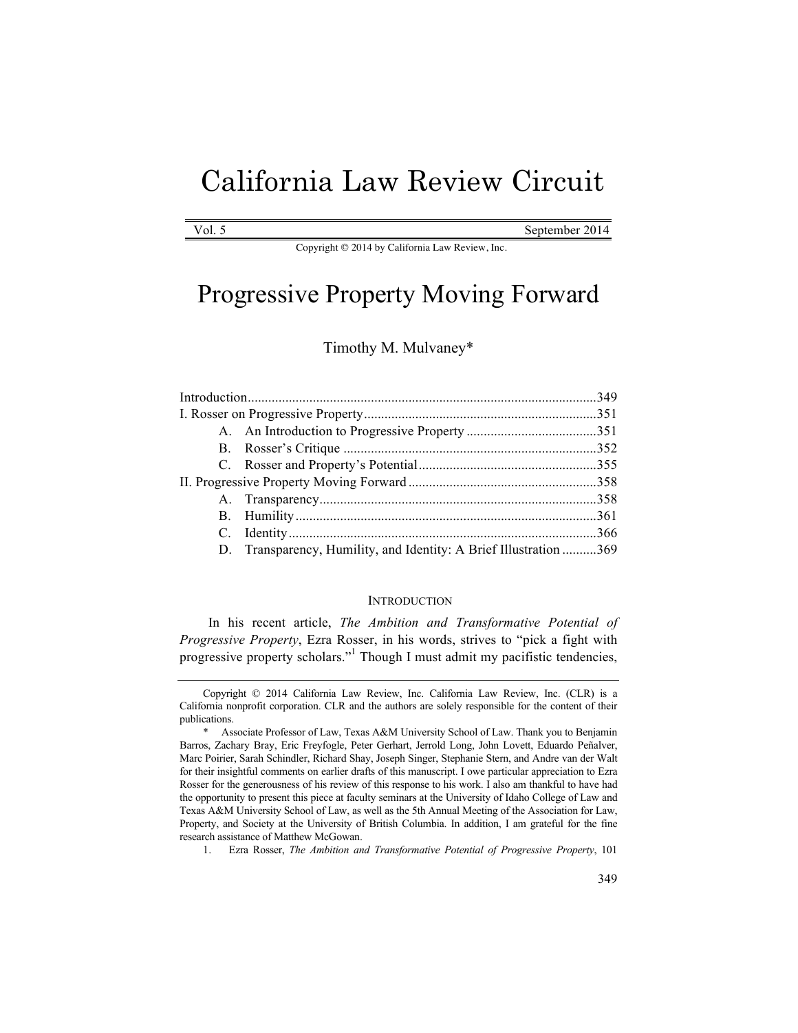# California Law Review Circuit

Vol. 5 September 2014

Copyright © 2014 by California Law Review, Inc.

# Progressive Property Moving Forward

Timothy M. Mulvaney*

Introduction ..................................................................................................349
I. Rosser on Progressive Property ..................................................................351
  A. An Introduction to Progressive Property ......................................351
  B. Rosser's Critique ..........................................................................352
  C. Rosser and Property's Potential ....................................................355
II. Progressive Property Moving Forward .......................................................358
  A. Transparency ................................................................................358
  B. Humility .......................................................................................361
  C. Identity .........................................................................................366
  D. Transparency, Humility, and Identity: A Brief Illustration ..........369

## INTRODUCTION

In his recent article, *The Ambition and Transformative Potential of Progressive Property*, Ezra Rosser, in his words, strives to "pick a fight with progressive property scholars."[1] Though I must admit my pacifistic tendencies,

---

Copyright © 2014 California Law Review, Inc. California Law Review, Inc. (CLR) is a California nonprofit corporation. CLR and the authors are solely responsible for the content of their publications.

\* Associate Professor of Law, Texas A&M University School of Law. Thank you to Benjamin Barros, Zachary Bray, Eric Freyfogle, Peter Gerhart, Jerrold Long, John Lovett, Eduardo Peñalver, Marc Poirier, Sarah Schindler, Richard Shay, Joseph Singer, Stephanie Stern, and Andre van der Walt for their insightful comments on earlier drafts of this manuscript. I owe particular appreciation to Ezra Rosser for the generousness of his review of this response to his work. I also am thankful to have had the opportunity to present this piece at faculty seminars at the University of Idaho College of Law and Texas A&M University School of Law, as well as the 5th Annual Meeting of the Association for Law, Property, and Society at the University of British Columbia. In addition, I am grateful for the fine research assistance of Matthew McGowan.

1. Ezra Rosser, *The Ambition and Transformative Potential of Progressive Property*, 101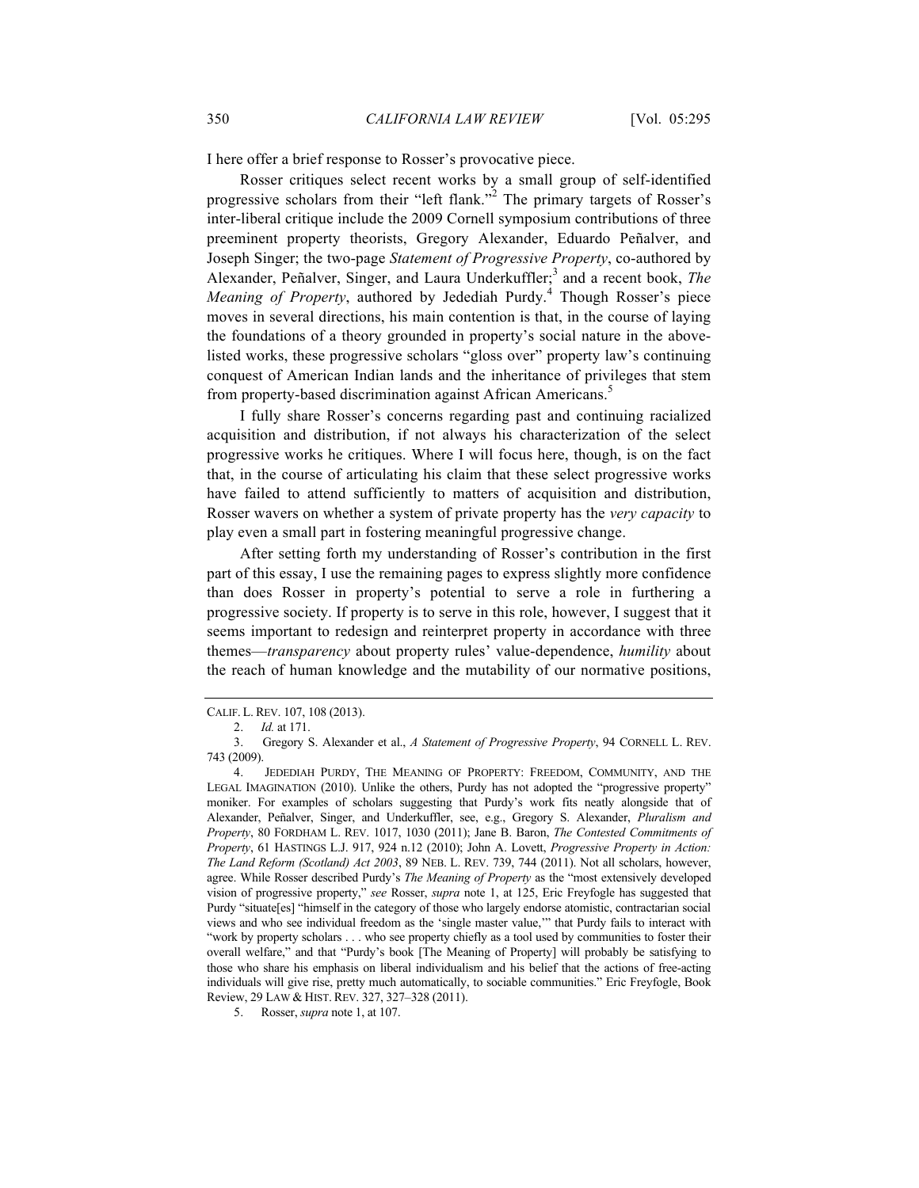I here offer a brief response to Rosser's provocative piece.

Rosser critiques select recent works by a small group of self-identified progressive scholars from their "left flank."[2] The primary targets of Rosser's inter-liberal critique include the 2009 Cornell symposium contributions of three preeminent property theorists, Gregory Alexander, Eduardo Peñalver, and Joseph Singer; the two-page *Statement of Progressive Property*, co-authored by Alexander, Peñalver, Singer, and Laura Underkuffler;[3] and a recent book, *The Meaning of Property*, authored by Jedediah Purdy.[4] Though Rosser's piece moves in several directions, his main contention is that, in the course of laying the foundations of a theory grounded in property's social nature in the above-listed works, these progressive scholars "gloss over" property law's continuing conquest of American Indian lands and the inheritance of privileges that stem from property-based discrimination against African Americans.[5]

I fully share Rosser's concerns regarding past and continuing racialized acquisition and distribution, if not always his characterization of the select progressive works he critiques. Where I will focus here, though, is on the fact that, in the course of articulating his claim that these select progressive works have failed to attend sufficiently to matters of acquisition and distribution, Rosser wavers on whether a system of private property has the *very capacity* to play even a small part in fostering meaningful progressive change.

After setting forth my understanding of Rosser's contribution in the first part of this essay, I use the remaining pages to express slightly more confidence than does Rosser in property's potential to serve a role in furthering a progressive society. If property is to serve in this role, however, I suggest that it seems important to redesign and reinterpret property in accordance with three themes—*transparency* about property rules' value-dependence, *humility* about the reach of human knowledge and the mutability of our normative positions,

---

CALIF. L. REV. 107, 108 (2013).

2. *Id.* at 171.

3. Gregory S. Alexander et al., *A Statement of Progressive Property*, 94 CORNELL L. REV. 743 (2009).

4. JEDEDIAH PURDY, THE MEANING OF PROPERTY: FREEDOM, COMMUNITY, AND THE LEGAL IMAGINATION (2010). Unlike the others, Purdy has not adopted the "progressive property" moniker. For examples of scholars suggesting that Purdy's work fits neatly alongside that of Alexander, Peñalver, Singer, and Underkuffler, see, e.g., Gregory S. Alexander, *Pluralism and Property*, 80 FORDHAM L. REV. 1017, 1030 (2011); Jane B. Baron, *The Contested Commitments of Property*, 61 HASTINGS L.J. 917, 924 n.12 (2010); John A. Lovett, *Progressive Property in Action: The Land Reform (Scotland) Act 2003*, 89 NEB. L. REV. 739, 744 (2011). Not all scholars, however, agree. While Rosser described Purdy's *The Meaning of Property* as the "most extensively developed vision of progressive property," *see* Rosser, *supra* note 1, at 125, Eric Freyfogle has suggested that Purdy "situate[es] "himself in the category of those who largely endorse atomistic, contractarian social views and who see individual freedom as the 'single master value,'" that Purdy fails to interact with "work by property scholars . . . who see property chiefly as a tool used by communities to foster their overall welfare," and that "Purdy's book [The Meaning of Property] will probably be satisfying to those who share his emphasis on liberal individualism and his belief that the actions of free-acting individuals will give rise, pretty much automatically, to sociable communities." Eric Freyfogle, Book Review, 29 LAW & HIST. REV. 327, 327–328 (2011).

5. Rosser, *supra* note 1, at 107.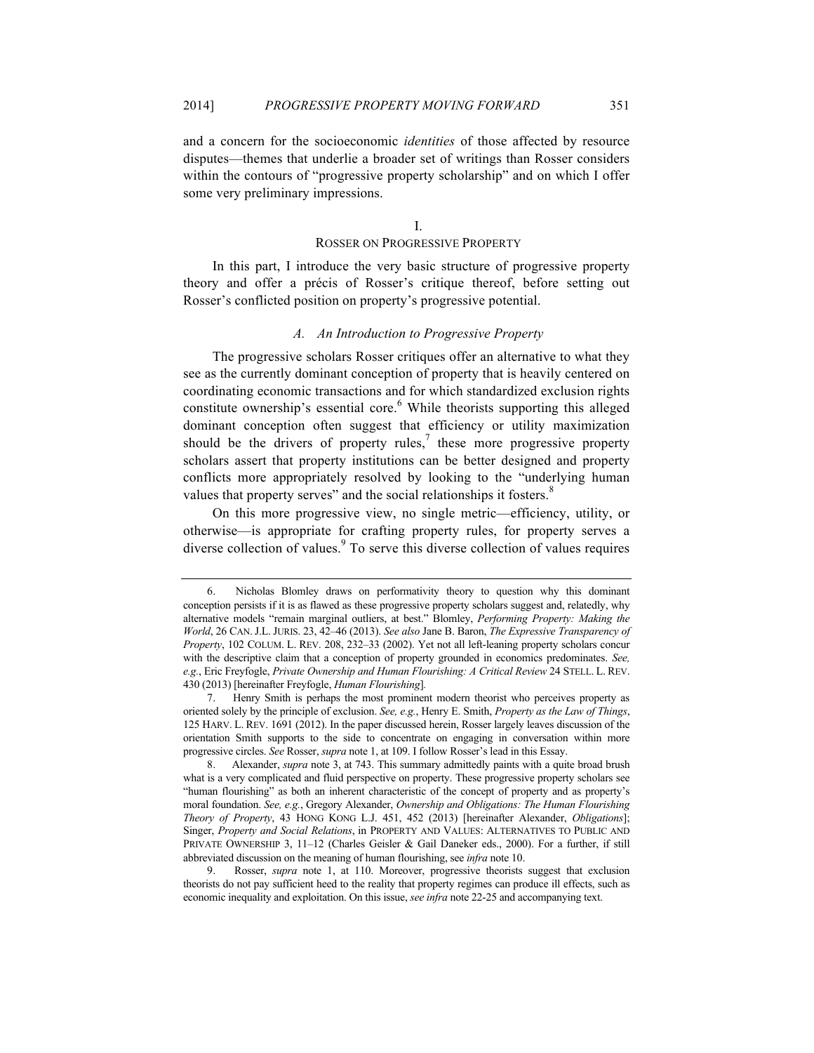and a concern for the socioeconomic *identities* of those affected by resource disputes—themes that underlie a broader set of writings than Rosser considers within the contours of "progressive property scholarship" and on which I offer some very preliminary impressions.

## I.
## ROSSER ON PROGRESSIVE PROPERTY

In this part, I introduce the very basic structure of progressive property theory and offer a précis of Rosser's critique thereof, before setting out Rosser's conflicted position on property's progressive potential.

### *A. An Introduction to Progressive Property*

The progressive scholars Rosser critiques offer an alternative to what they see as the currently dominant conception of property that is heavily centered on coordinating economic transactions and for which standardized exclusion rights constitute ownership's essential core.[6] While theorists supporting this alleged dominant conception often suggest that efficiency or utility maximization should be the drivers of property rules,[7] these more progressive property scholars assert that property institutions can be better designed and property conflicts more appropriately resolved by looking to the "underlying human values that property serves" and the social relationships it fosters.[8]

On this more progressive view, no single metric—efficiency, utility, or otherwise—is appropriate for crafting property rules, for property serves a diverse collection of values.[9] To serve this diverse collection of values requires

---

6. Nicholas Blomley draws on performativity theory to question why this dominant conception persists if it is as flawed as these progressive property scholars suggest and, relatedly, why alternative models "remain marginal outliers, at best." Blomley, *Performing Property: Making the World*, 26 CAN. J.L. JURIS. 23, 42–46 (2013). *See also* Jane B. Baron, *The Expressive Transparency of Property*, 102 COLUM. L. REV. 208, 232–33 (2002). Yet not all left-leaning property scholars concur with the descriptive claim that a conception of property grounded in economics predominates. *See, e.g.*, Eric Freyfogle, *Private Ownership and Human Flourishing: A Critical Review* 24 STELL. L. REV. 430 (2013) [hereinafter Freyfogle, *Human Flourishing*].

7. Henry Smith is perhaps the most prominent modern theorist who perceives property as oriented solely by the principle of exclusion. *See, e.g.*, Henry E. Smith, *Property as the Law of Things*, 125 HARV. L. REV. 1691 (2012). In the paper discussed herein, Rosser largely leaves discussion of the orientation Smith supports to the side to concentrate on engaging in conversation within more progressive circles. *See* Rosser, *supra* note 1, at 109. I follow Rosser's lead in this Essay.

8. Alexander, *supra* note 3, at 743. This summary admittedly paints with a quite broad brush what is a very complicated and fluid perspective on property. These progressive property scholars see "human flourishing" as both an inherent characteristic of the concept of property and as property's moral foundation. *See, e.g.*, Gregory Alexander, *Ownership and Obligations: The Human Flourishing Theory of Property*, 43 HONG KONG L.J. 451, 452 (2013) [hereinafter Alexander, *Obligations*]; Singer, *Property and Social Relations*, in PROPERTY AND VALUES: ALTERNATIVES TO PUBLIC AND PRIVATE OWNERSHIP 3, 11–12 (Charles Geisler & Gail Daneker eds., 2000). For a further, if still abbreviated discussion on the meaning of human flourishing, see *infra* note 10.

9. Rosser, *supra* note 1, at 110. Moreover, progressive theorists suggest that exclusion theorists do not pay sufficient heed to the reality that property regimes can produce ill effects, such as economic inequality and exploitation. On this issue, *see infra* note 22-25 and accompanying text.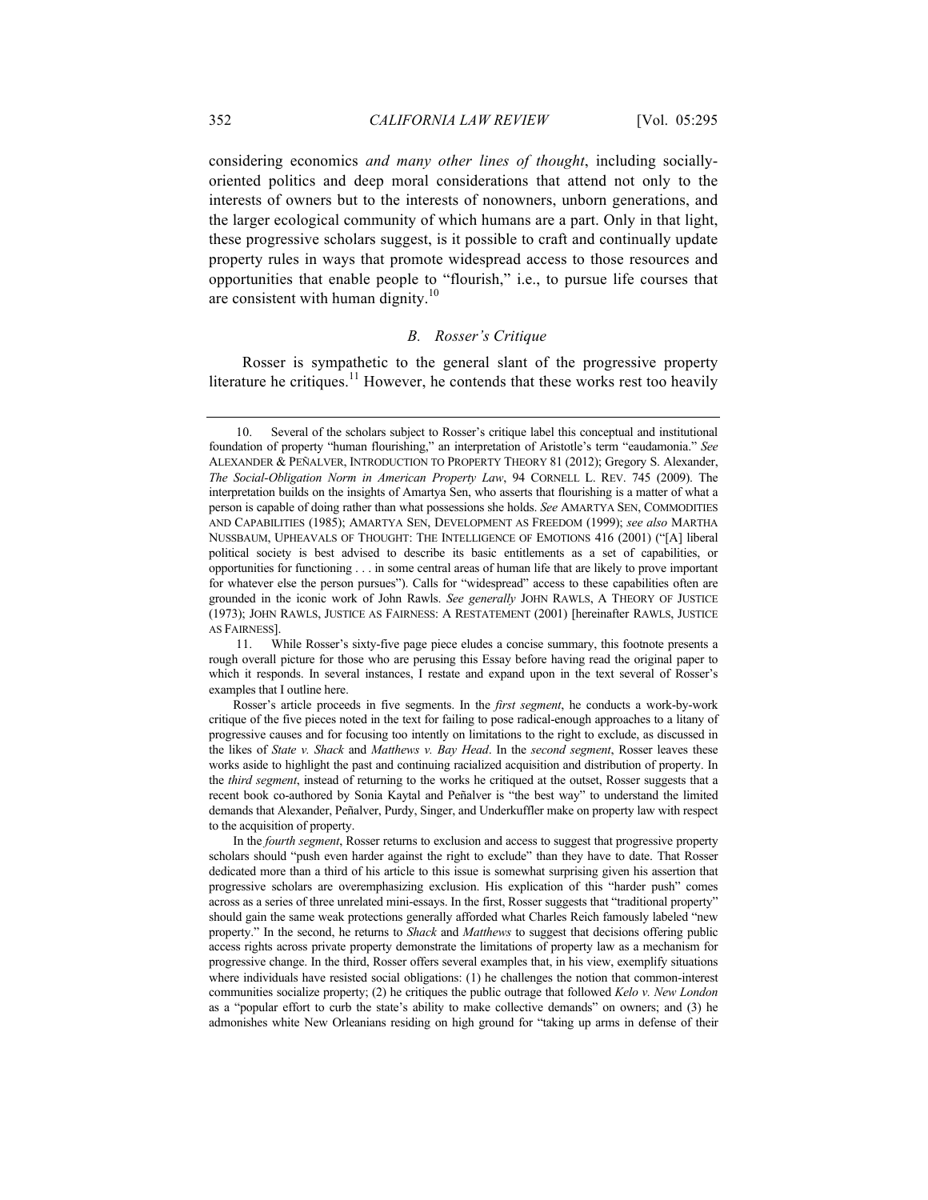considering economics *and many other lines of thought*, including socially-oriented politics and deep moral considerations that attend not only to the interests of owners but to the interests of nonowners, unborn generations, and the larger ecological community of which humans are a part. Only in that light, these progressive scholars suggest, is it possible to craft and continually update property rules in ways that promote widespread access to those resources and opportunities that enable people to "flourish," i.e., to pursue life courses that are consistent with human dignity.[10]

### *B. Rosser's Critique*

Rosser is sympathetic to the general slant of the progressive property literature he critiques.[11] However, he contends that these works rest too heavily

---

10. Several of the scholars subject to Rosser's critique label this conceptual and institutional foundation of property "human flourishing," an interpretation of Aristotle's term "eaudamonia." *See* ALEXANDER & PEÑALVER, INTRODUCTION TO PROPERTY THEORY 81 (2012); Gregory S. Alexander, *The Social-Obligation Norm in American Property Law*, 94 CORNELL L. REV. 745 (2009). The interpretation builds on the insights of Amartya Sen, who asserts that flourishing is a matter of what a person is capable of doing rather than what possessions she holds. *See* AMARTYA SEN, COMMODITIES AND CAPABILITIES (1985); AMARTYA SEN, DEVELOPMENT AS FREEDOM (1999); *see also* MARTHA NUSSBAUM, UPHEAVALS OF THOUGHT: THE INTELLIGENCE OF EMOTIONS 416 (2001) ("[A] liberal political society is best advised to describe its basic entitlements as a set of capabilities, or opportunities for functioning . . . in some central areas of human life that are likely to prove important for whatever else the person pursues"). Calls for "widespread" access to these capabilities often are grounded in the iconic work of John Rawls. *See generally* JOHN RAWLS, A THEORY OF JUSTICE (1973); JOHN RAWLS, JUSTICE AS FAIRNESS: A RESTATEMENT (2001) [hereinafter RAWLS, JUSTICE AS FAIRNESS].

11. While Rosser's sixty-five page piece eludes a concise summary, this footnote presents a rough overall picture for those who are perusing this Essay before having read the original paper to which it responds. In several instances, I restate and expand upon in the text several of Rosser's examples that I outline here.

Rosser's article proceeds in five segments. In the *first segment*, he conducts a work-by-work critique of the five pieces noted in the text for failing to pose radical-enough approaches to a litany of progressive causes and for focusing too intently on limitations to the right to exclude, as discussed in the likes of *State v. Shack* and *Matthews v. Bay Head*. In the *second segment*, Rosser leaves these works aside to highlight the past and continuing racialized acquisition and distribution of property. In the *third segment*, instead of returning to the works he critiqued at the outset, Rosser suggests that a recent book co-authored by Sonia Kaytal and Peñalver is "the best way" to understand the limited demands that Alexander, Peñalver, Purdy, Singer, and Underkuffler make on property law with respect to the acquisition of property.

In the *fourth segment*, Rosser returns to exclusion and access to suggest that progressive property scholars should "push even harder against the right to exclude" than they have to date. That Rosser dedicated more than a third of his article to this issue is somewhat surprising given his assertion that progressive scholars are overemphasizing exclusion. His explication of this "harder push" comes across as a series of three unrelated mini-essays. In the first, Rosser suggests that "traditional property" should gain the same weak protections generally afforded what Charles Reich famously labeled "new property." In the second, he returns to *Shack* and *Matthews* to suggest that decisions offering public access rights across private property demonstrate the limitations of property law as a mechanism for progressive change. In the third, Rosser offers several examples that, in his view, exemplify situations where individuals have resisted social obligations: (1) he challenges the notion that common-interest communities socialize property; (2) he critiques the public outrage that followed *Kelo v. New London* as a "popular effort to curb the state's ability to make collective demands" on owners; and (3) he admonishes white New Orleanians residing on high ground for "taking up arms in defense of their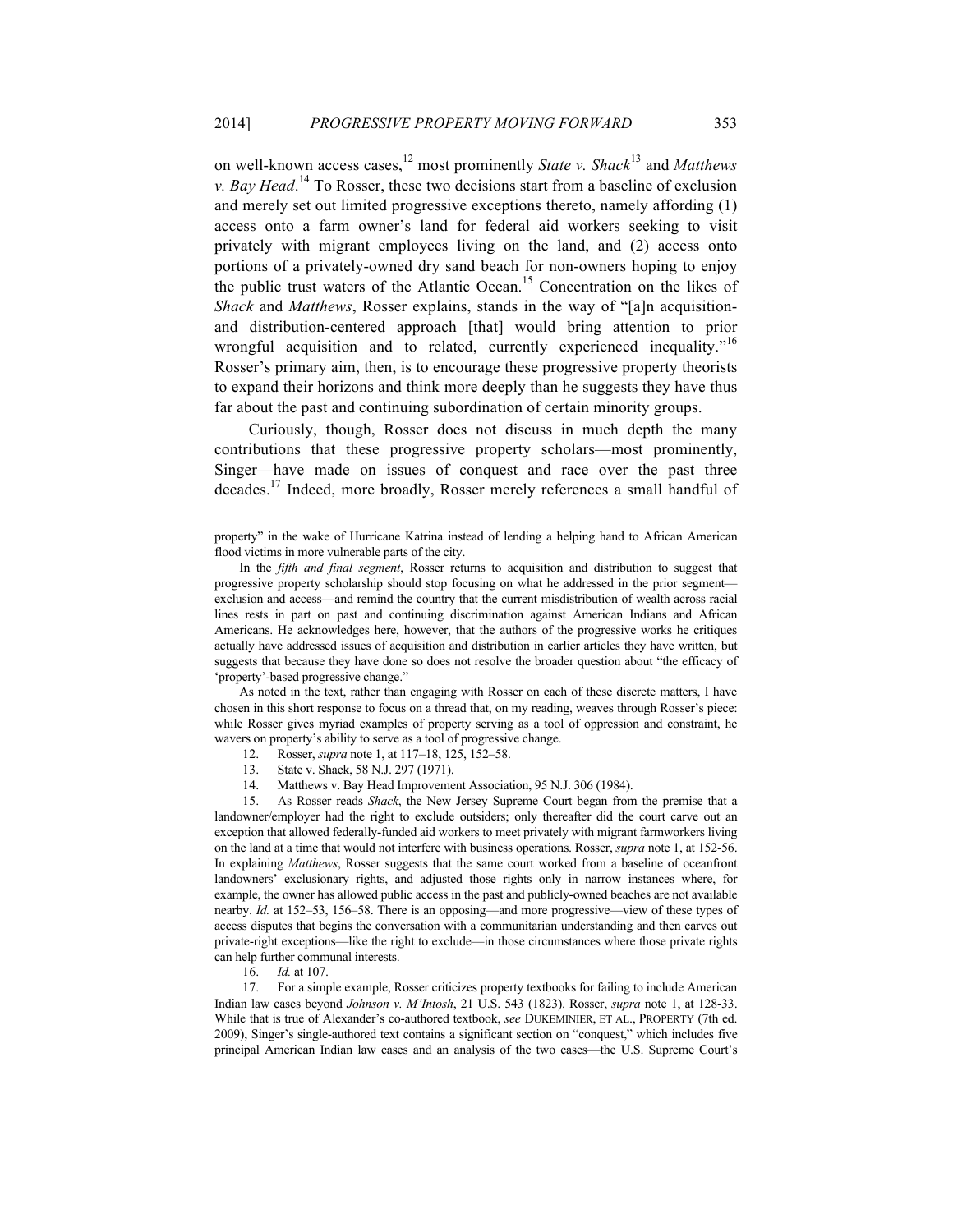on well-known access cases,[12] most prominently *State v. Shack*[13] and *Matthews v. Bay Head*.[14] To Rosser, these two decisions start from a baseline of exclusion and merely set out limited progressive exceptions thereto, namely affording (1) access onto a farm owner's land for federal aid workers seeking to visit privately with migrant employees living on the land, and (2) access onto portions of a privately-owned dry sand beach for non-owners hoping to enjoy the public trust waters of the Atlantic Ocean.[15] Concentration on the likes of *Shack* and *Matthews*, Rosser explains, stands in the way of "[a]n acquisition-and distribution-centered approach [that] would bring attention to prior wrongful acquisition and to related, currently experienced inequality."[16] Rosser's primary aim, then, is to encourage these progressive property theorists to expand their horizons and think more deeply than he suggests they have thus far about the past and continuing subordination of certain minority groups.

Curiously, though, Rosser does not discuss in much depth the many contributions that these progressive property scholars—most prominently, Singer—have made on issues of conquest and race over the past three decades.[17] Indeed, more broadly, Rosser merely references a small handful of

---

property" in the wake of Hurricane Katrina instead of lending a helping hand to African American flood victims in more vulnerable parts of the city.

In the *fifth and final segment*, Rosser returns to acquisition and distribution to suggest that progressive property scholarship should stop focusing on what he addressed in the prior segment—exclusion and access—and remind the country that the current misdistribution of wealth across racial lines rests in part on past and continuing discrimination against American Indians and African Americans. He acknowledges here, however, that the authors of the progressive works he critiques actually have addressed issues of acquisition and distribution in earlier articles they have written, but suggests that because they have done so does not resolve the broader question about "the efficacy of 'property'-based progressive change."

As noted in the text, rather than engaging with Rosser on each of these discrete matters, I have chosen in this short response to focus on a thread that, on my reading, weaves through Rosser's piece: while Rosser gives myriad examples of property serving as a tool of oppression and constraint, he wavers on property's ability to serve as a tool of progressive change.

12. Rosser, *supra* note 1, at 117–18, 125, 152–58.

13. State v. Shack, 58 N.J. 297 (1971).

14. Matthews v. Bay Head Improvement Association, 95 N.J. 306 (1984).

15. As Rosser reads *Shack*, the New Jersey Supreme Court began from the premise that a landowner/employer had the right to exclude outsiders; only thereafter did the court carve out an exception that allowed federally-funded aid workers to meet privately with migrant farmworkers living on the land at a time that would not interfere with business operations. Rosser, *supra* note 1, at 152-56. In explaining *Matthews*, Rosser suggests that the same court worked from a baseline of oceanfront landowners' exclusionary rights, and adjusted those rights only in narrow instances where, for example, the owner has allowed public access in the past and publicly-owned beaches are not available nearby. *Id.* at 152–53, 156–58. There is an opposing—and more progressive—view of these types of access disputes that begins the conversation with a communitarian understanding and then carves out private-right exceptions—like the right to exclude—in those circumstances where those private rights can help further communal interests.

16. *Id.* at 107.

17. For a simple example, Rosser criticizes property textbooks for failing to include American Indian law cases beyond *Johnson v. M'Intosh*, 21 U.S. 543 (1823). Rosser, *supra* note 1, at 128-33. While that is true of Alexander's co-authored textbook, *see* DUKEMINIER, ET AL., PROPERTY (7th ed. 2009), Singer's single-authored text contains a significant section on "conquest," which includes five principal American Indian law cases and an analysis of the two cases—the U.S. Supreme Court's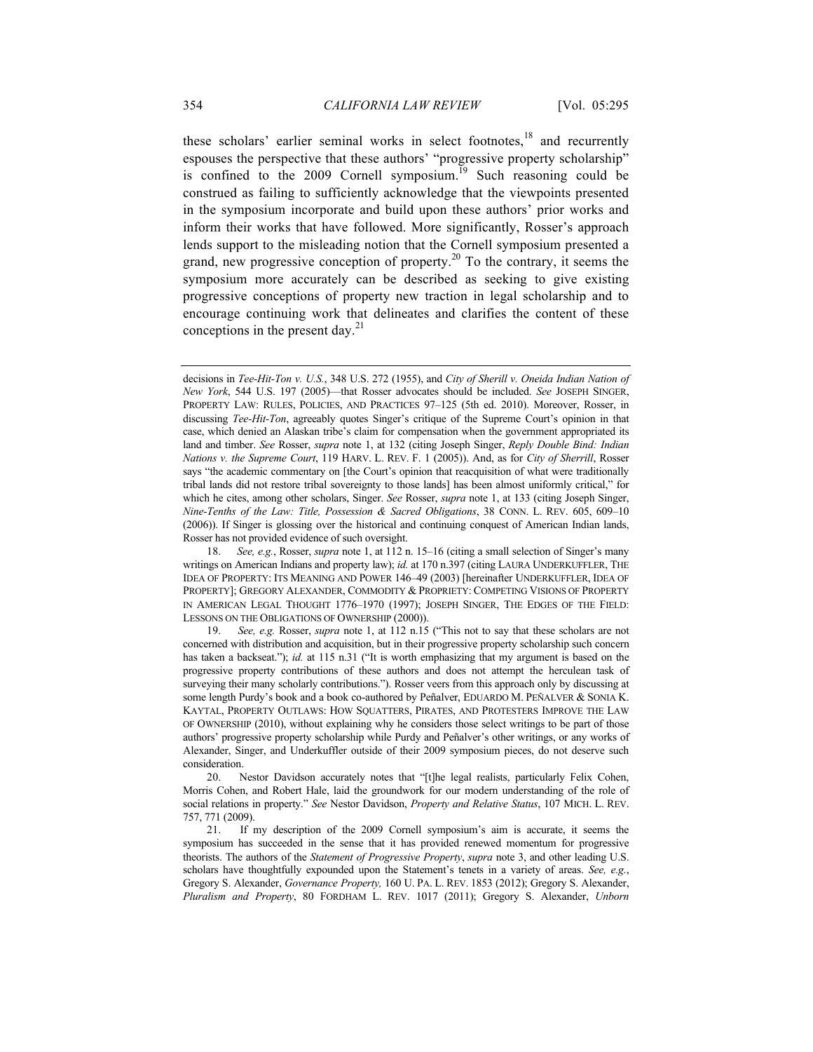these scholars' earlier seminal works in select footnotes,[18] and recurrently espouses the perspective that these authors' "progressive property scholarship" is confined to the 2009 Cornell symposium.[19] Such reasoning could be construed as failing to sufficiently acknowledge that the viewpoints presented in the symposium incorporate and build upon these authors' prior works and inform their works that have followed. More significantly, Rosser's approach lends support to the misleading notion that the Cornell symposium presented a grand, new progressive conception of property.[20] To the contrary, it seems the symposium more accurately can be described as seeking to give existing progressive conceptions of property new traction in legal scholarship and to encourage continuing work that delineates and clarifies the content of these conceptions in the present day.[21]

---

decisions in *Tee-Hit-Ton v. U.S.*, 348 U.S. 272 (1955), and *City of Sherill v. Oneida Indian Nation of New York*, 544 U.S. 197 (2005)—that Rosser advocates should be included. *See* JOSEPH SINGER, PROPERTY LAW: RULES, POLICIES, AND PRACTICES 97–125 (5th ed. 2010). Moreover, Rosser, in discussing *Tee-Hit-Ton*, agreeably quotes Singer's critique of the Supreme Court's opinion in that case, which denied an Alaskan tribe's claim for compensation when the government appropriated its land and timber. *See* Rosser, *supra* note 1, at 132 (citing Joseph Singer, *Reply Double Bind: Indian Nations v. the Supreme Court*, 119 HARV. L. REV. F. 1 (2005)). And, as for *City of Sherrill*, Rosser says "the academic commentary on [the Court's opinion that reacquisition of what were traditionally tribal lands did not restore tribal sovereignty to those lands] has been almost uniformly critical," for which he cites, among other scholars, Singer. *See* Rosser, *supra* note 1, at 133 (citing Joseph Singer, *Nine-Tenths of the Law: Title, Possession & Sacred Obligations*, 38 CONN. L. REV. 605, 609–10 (2006)). If Singer is glossing over the historical and continuing conquest of American Indian lands, Rosser has not provided evidence of such oversight.

18. *See, e.g.*, Rosser, *supra* note 1, at 112 n. 15–16 (citing a small selection of Singer's many writings on American Indians and property law); *id.* at 170 n.397 (citing LAURA UNDERKUFFLER, THE IDEA OF PROPERTY: ITS MEANING AND POWER 146–49 (2003) [hereinafter UNDERKUFFLER, IDEA OF PROPERTY]; GREGORY ALEXANDER, COMMODITY & PROPRIETY: COMPETING VISIONS OF PROPERTY IN AMERICAN LEGAL THOUGHT 1776–1970 (1997); JOSEPH SINGER, THE EDGES OF THE FIELD: LESSONS ON THE OBLIGATIONS OF OWNERSHIP (2000)).

19. *See, e.g.* Rosser, *supra* note 1, at 112 n.15 ("This not to say that these scholars are not concerned with distribution and acquisition, but in their progressive property scholarship such concern has taken a backseat."); *id.* at 115 n.31 ("It is worth emphasizing that my argument is based on the progressive property contributions of these authors and does not attempt the herculean task of surveying their many scholarly contributions."). Rosser veers from this approach only by discussing at some length Purdy's book and a book co-authored by Peñalver, EDUARDO M. PEÑALVER & SONIA K. KAYTAL, PROPERTY OUTLAWS: HOW SQUATTERS, PIRATES, AND PROTESTERS IMPROVE THE LAW OF OWNERSHIP (2010), without explaining why he considers those select writings to be part of those authors' progressive property scholarship while Purdy and Peñalver's other writings, or any works of Alexander, Singer, and Underkuffler outside of their 2009 symposium pieces, do not deserve such consideration.

20. Nestor Davidson accurately notes that "[t]he legal realists, particularly Felix Cohen, Morris Cohen, and Robert Hale, laid the groundwork for our modern understanding of the role of social relations in property." *See* Nestor Davidson, *Property and Relative Status*, 107 MICH. L. REV. 757, 771 (2009).

21. If my description of the 2009 Cornell symposium's aim is accurate, it seems the symposium has succeeded in the sense that it has provided renewed momentum for progressive theorists. The authors of the *Statement of Progressive Property*, *supra* note 3, and other leading U.S. scholars have thoughtfully expounded upon the Statement's tenets in a variety of areas. *See, e.g.*, Gregory S. Alexander, *Governance Property,* 160 U. PA. L. REV. 1853 (2012); Gregory S. Alexander, *Pluralism and Property*, 80 FORDHAM L. REV. 1017 (2011); Gregory S. Alexander, *Unborn*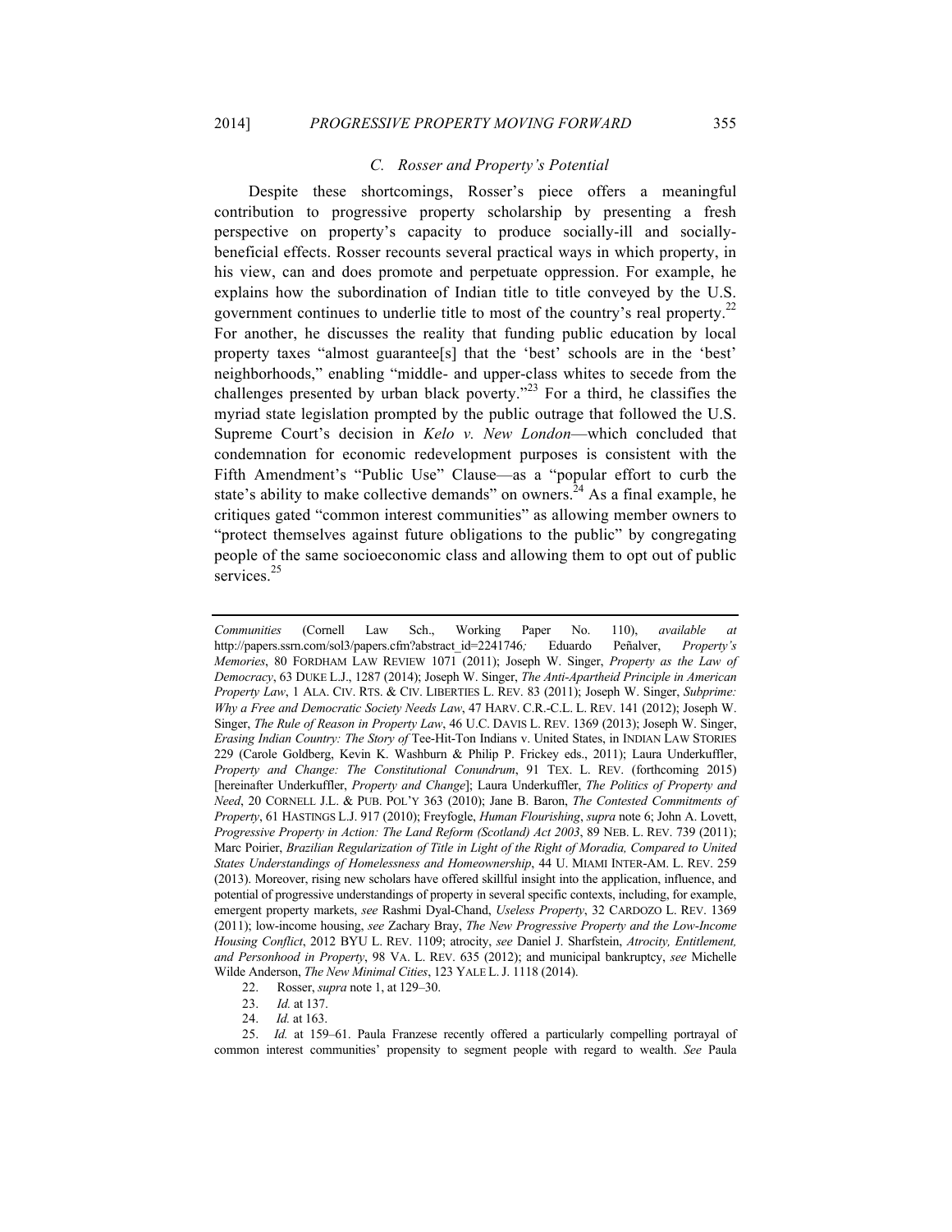### C. Rosser and Property's Potential

Despite these shortcomings, Rosser's piece offers a meaningful contribution to progressive property scholarship by presenting a fresh perspective on property's capacity to produce socially-ill and socially-beneficial effects. Rosser recounts several practical ways in which property, in his view, can and does promote and perpetuate oppression. For example, he explains how the subordination of Indian title to title conveyed by the U.S. government continues to underlie title to most of the country's real property.[22] For another, he discusses the reality that funding public education by local property taxes "almost guarantee[s] that the 'best' schools are in the 'best' neighborhoods," enabling "middle- and upper-class whites to secede from the challenges presented by urban black poverty."[23] For a third, he classifies the myriad state legislation prompted by the public outrage that followed the U.S. Supreme Court's decision in *Kelo v. New London*—which concluded that condemnation for economic redevelopment purposes is consistent with the Fifth Amendment's "Public Use" Clause—as a "popular effort to curb the state's ability to make collective demands" on owners.[24] As a final example, he critiques gated "common interest communities" as allowing member owners to "protect themselves against future obligations to the public" by congregating people of the same socioeconomic class and allowing them to opt out of public services.[25]

---

*Communities* (Cornell Law Sch., Working Paper No. 110), *available at* http://papers.ssrn.com/sol3/papers.cfm?abstract_id=2241746*;* Eduardo Peñalver, *Property's Memories*, 80 FORDHAM LAW REVIEW 1071 (2011); Joseph W. Singer, *Property as the Law of Democracy*, 63 DUKE L.J., 1287 (2014); Joseph W. Singer, *The Anti-Apartheid Principle in American Property Law*, 1 ALA. CIV. RTS. & CIV. LIBERTIES L. REV. 83 (2011); Joseph W. Singer, *Subprime: Why a Free and Democratic Society Needs Law*, 47 HARV. C.R.-C.L. L. REV. 141 (2012); Joseph W. Singer, *The Rule of Reason in Property Law*, 46 U.C. DAVIS L. REV. 1369 (2013); Joseph W. Singer, *Erasing Indian Country: The Story of* Tee-Hit-Ton Indians v. United States, in INDIAN LAW STORIES 229 (Carole Goldberg, Kevin K. Washburn & Philip P. Frickey eds., 2011); Laura Underkuffler, *Property and Change: The Constitutional Conundrum*, 91 TEX. L. REV. (forthcoming 2015) [hereinafter Underkuffler, *Property and Change*]; Laura Underkuffler, *The Politics of Property and Need*, 20 CORNELL J.L. & PUB. POL'Y 363 (2010); Jane B. Baron, *The Contested Commitments of Property*, 61 HASTINGS L.J. 917 (2010); Freyfogle, *Human Flourishing*, *supra* note 6; John A. Lovett, *Progressive Property in Action: The Land Reform (Scotland) Act 2003*, 89 NEB. L. REV. 739 (2011); Marc Poirier, *Brazilian Regularization of Title in Light of the Right of Moradia, Compared to United States Understandings of Homelessness and Homeownership*, 44 U. MIAMI INTER-AM. L. REV. 259 (2013). Moreover, rising new scholars have offered skillful insight into the application, influence, and potential of progressive understandings of property in several specific contexts, including, for example, emergent property markets, *see* Rashmi Dyal-Chand, *Useless Property*, 32 CARDOZO L. REV. 1369 (2011); low-income housing, *see* Zachary Bray, *The New Progressive Property and the Low-Income Housing Conflict*, 2012 BYU L. REV. 1109; atrocity, *see* Daniel J. Sharfstein, *Atrocity, Entitlement, and Personhood in Property*, 98 VA. L. REV. 635 (2012); and municipal bankruptcy, *see* Michelle Wilde Anderson, *The New Minimal Cities*, 123 YALE L. J. 1118 (2014).

22. Rosser, *supra* note 1, at 129–30.

23. *Id.* at 137.

24. *Id.* at 163.

25. *Id.* at 159–61. Paula Franzese recently offered a particularly compelling portrayal of common interest communities' propensity to segment people with regard to wealth. *See* Paula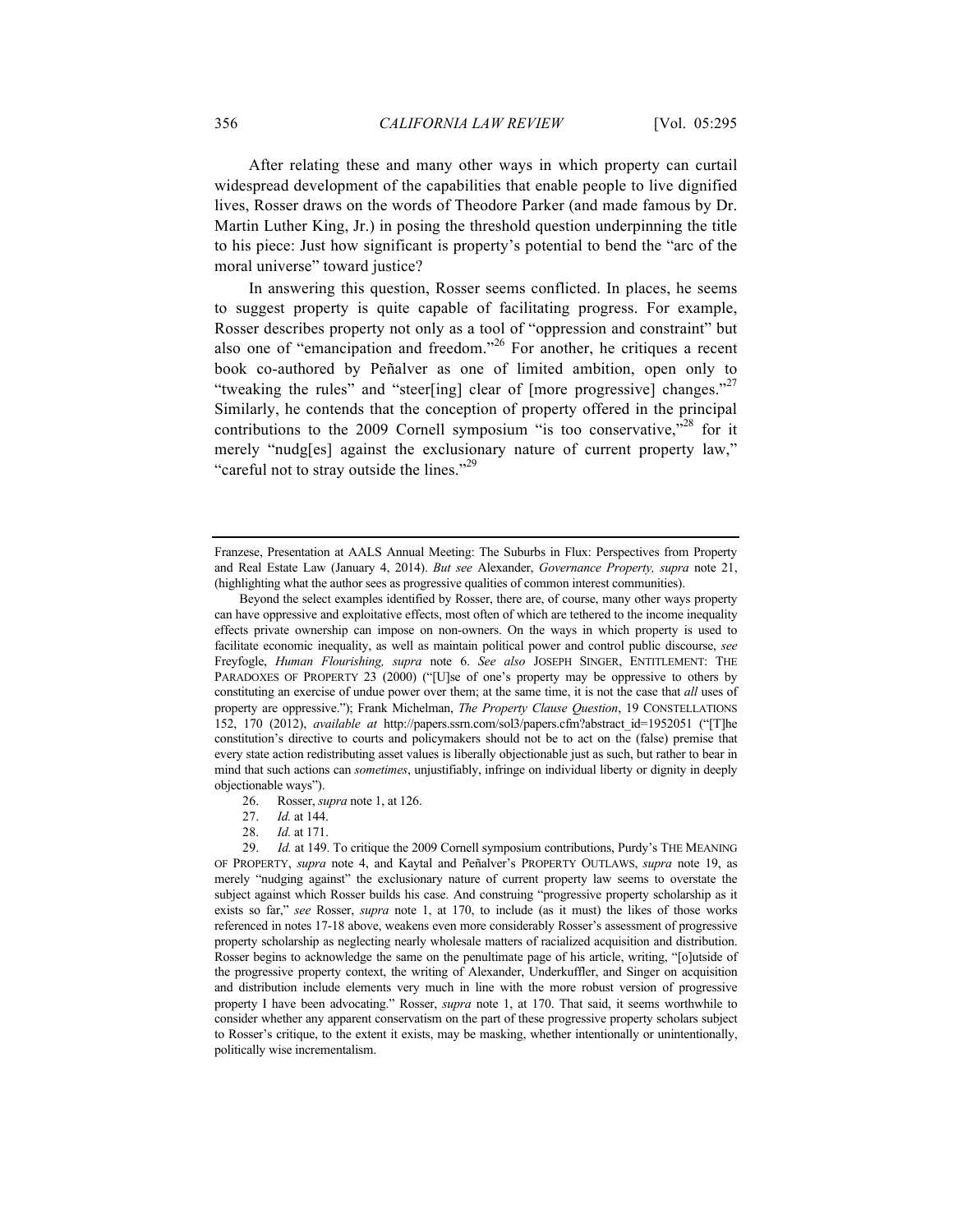After relating these and many other ways in which property can curtail widespread development of the capabilities that enable people to live dignified lives, Rosser draws on the words of Theodore Parker (and made famous by Dr. Martin Luther King, Jr.) in posing the threshold question underpinning the title to his piece: Just how significant is property's potential to bend the "arc of the moral universe" toward justice?

In answering this question, Rosser seems conflicted. In places, he seems to suggest property is quite capable of facilitating progress. For example, Rosser describes property not only as a tool of "oppression and constraint" but also one of "emancipation and freedom."[26] For another, he critiques a recent book co-authored by Peñalver as one of limited ambition, open only to "tweaking the rules" and "steer[ing] clear of [more progressive] changes."[27] Similarly, he contends that the conception of property offered in the principal contributions to the 2009 Cornell symposium "is too conservative,"[28] for it merely "nudg[es] against the exclusionary nature of current property law," "careful not to stray outside the lines."[29]

---

Franzese, Presentation at AALS Annual Meeting: The Suburbs in Flux: Perspectives from Property and Real Estate Law (January 4, 2014). *But see* Alexander, *Governance Property, supra* note 21, (highlighting what the author sees as progressive qualities of common interest communities).

Beyond the select examples identified by Rosser, there are, of course, many other ways property can have oppressive and exploitative effects, most often of which are tethered to the income inequality effects private ownership can impose on non-owners. On the ways in which property is used to facilitate economic inequality, as well as maintain political power and control public discourse, *see* Freyfogle, *Human Flourishing, supra* note 6. *See also* JOSEPH SINGER, ENTITLEMENT: THE PARADOXES OF PROPERTY 23 (2000) ("[U]se of one's property may be oppressive to others by constituting an exercise of undue power over them; at the same time, it is not the case that *all* uses of property are oppressive."); Frank Michelman, *The Property Clause Question*, 19 CONSTELLATIONS 152, 170 (2012), *available at* http://papers.ssrn.com/sol3/papers.cfm?abstract_id=1952051 ("[T]he constitution's directive to courts and policymakers should not be to act on the (false) premise that every state action redistributing asset values is liberally objectionable just as such, but rather to bear in mind that such actions can *sometimes*, unjustifiably, infringe on individual liberty or dignity in deeply objectionable ways").

26. Rosser, *supra* note 1, at 126.

27. *Id.* at 144.

28. *Id.* at 171.

29. *Id.* at 149. To critique the 2009 Cornell symposium contributions, Purdy's THE MEANING OF PROPERTY, *supra* note 4, and Kaytal and Peñalver's PROPERTY OUTLAWS, *supra* note 19, as merely "nudging against" the exclusionary nature of current property law seems to overstate the subject against which Rosser builds his case. And construing "progressive property scholarship as it exists so far," *see* Rosser, *supra* note 1, at 170, to include (as it must) the likes of those works referenced in notes 17-18 above, weakens even more considerably Rosser's assessment of progressive property scholarship as neglecting nearly wholesale matters of racialized acquisition and distribution. Rosser begins to acknowledge the same on the penultimate page of his article, writing, "[o]utside of the progressive property context, the writing of Alexander, Underkuffler, and Singer on acquisition and distribution include elements very much in line with the more robust version of progressive property I have been advocating." Rosser, *supra* note 1, at 170. That said, it seems worthwhile to consider whether any apparent conservatism on the part of these progressive property scholars subject to Rosser's critique, to the extent it exists, may be masking, whether intentionally or unintentionally, politically wise incrementalism.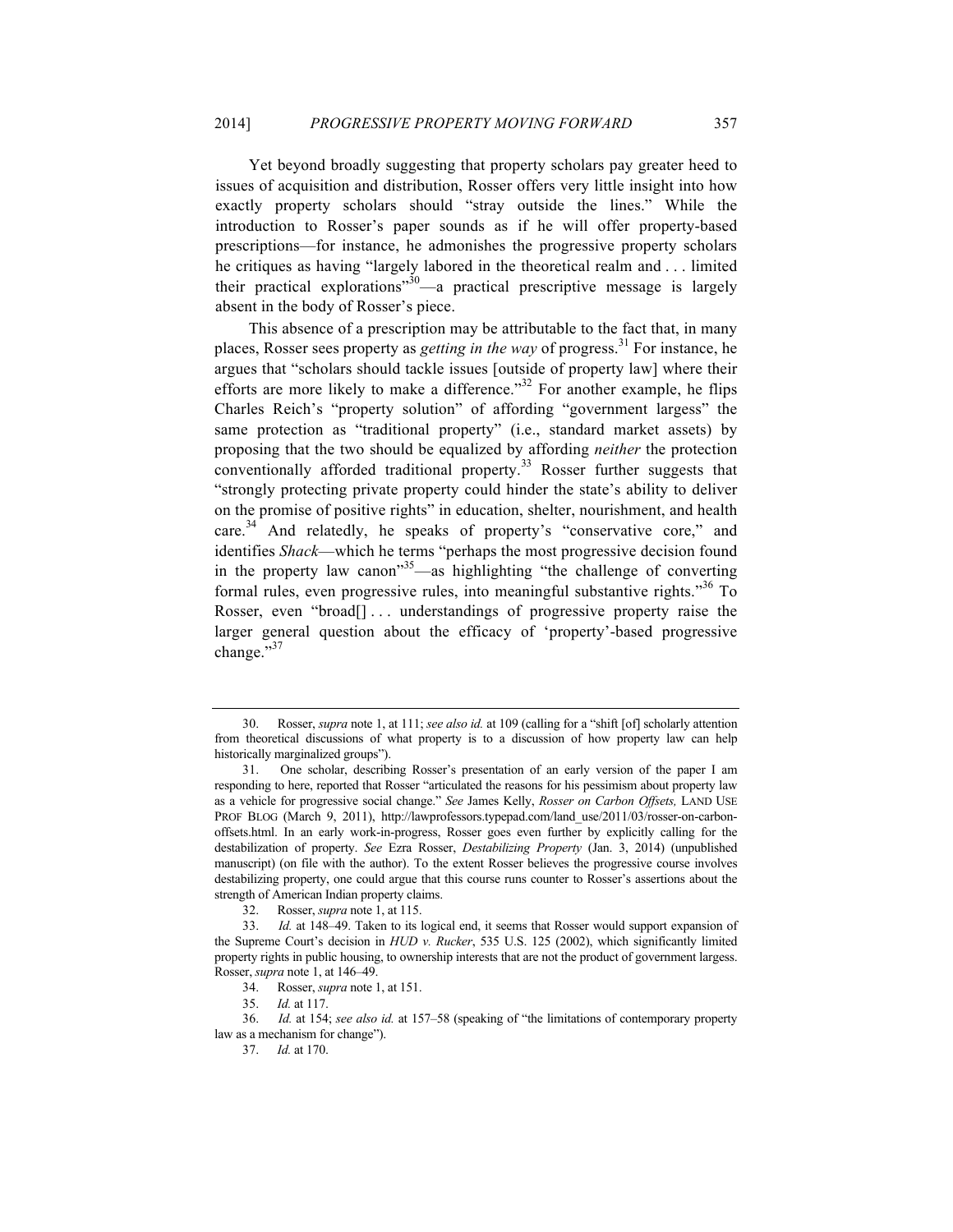Yet beyond broadly suggesting that property scholars pay greater heed to issues of acquisition and distribution, Rosser offers very little insight into how exactly property scholars should "stray outside the lines." While the introduction to Rosser's paper sounds as if he will offer property-based prescriptions—for instance, he admonishes the progressive property scholars he critiques as having "largely labored in the theoretical realm and . . . limited their practical explorations"[30]—a practical prescriptive message is largely absent in the body of Rosser's piece.

This absence of a prescription may be attributable to the fact that, in many places, Rosser sees property as *getting in the way* of progress.[31] For instance, he argues that "scholars should tackle issues [outside of property law] where their efforts are more likely to make a difference."[32] For another example, he flips Charles Reich's "property solution" of affording "government largess" the same protection as "traditional property" (i.e., standard market assets) by proposing that the two should be equalized by affording *neither* the protection conventionally afforded traditional property.[33] Rosser further suggests that "strongly protecting private property could hinder the state's ability to deliver on the promise of positive rights" in education, shelter, nourishment, and health care.[34] And relatedly, he speaks of property's "conservative core," and identifies *Shack*—which he terms "perhaps the most progressive decision found in the property law canon"[35]—as highlighting "the challenge of converting formal rules, even progressive rules, into meaningful substantive rights."[36] To Rosser, even "broad[] . . . understandings of progressive property raise the larger general question about the efficacy of 'property'-based progressive change."[37]

---

30. Rosser, *supra* note 1, at 111; *see also id.* at 109 (calling for a "shift [of] scholarly attention from theoretical discussions of what property is to a discussion of how property law can help historically marginalized groups").

31. One scholar, describing Rosser's presentation of an early version of the paper I am responding to here, reported that Rosser "articulated the reasons for his pessimism about property law as a vehicle for progressive social change." *See* James Kelly, *Rosser on Carbon Offsets,* LAND USE PROF BLOG (March 9, 2011), http://lawprofessors.typepad.com/land_use/2011/03/rosser-on-carbon-offsets.html. In an early work-in-progress, Rosser goes even further by explicitly calling for the destabilization of property. *See* Ezra Rosser, *Destabilizing Property* (Jan. 3, 2014) (unpublished manuscript) (on file with the author). To the extent Rosser believes the progressive course involves destabilizing property, one could argue that this course runs counter to Rosser's assertions about the strength of American Indian property claims.

32. Rosser, *supra* note 1, at 115.

33. *Id.* at 148–49. Taken to its logical end, it seems that Rosser would support expansion of the Supreme Court's decision in *HUD v. Rucker*, 535 U.S. 125 (2002), which significantly limited property rights in public housing, to ownership interests that are not the product of government largess. Rosser, *supra* note 1, at 146–49.

34. Rosser, *supra* note 1, at 151.

35. *Id.* at 117.

36. *Id.* at 154; *see also id.* at 157–58 (speaking of "the limitations of contemporary property law as a mechanism for change").

37. *Id.* at 170.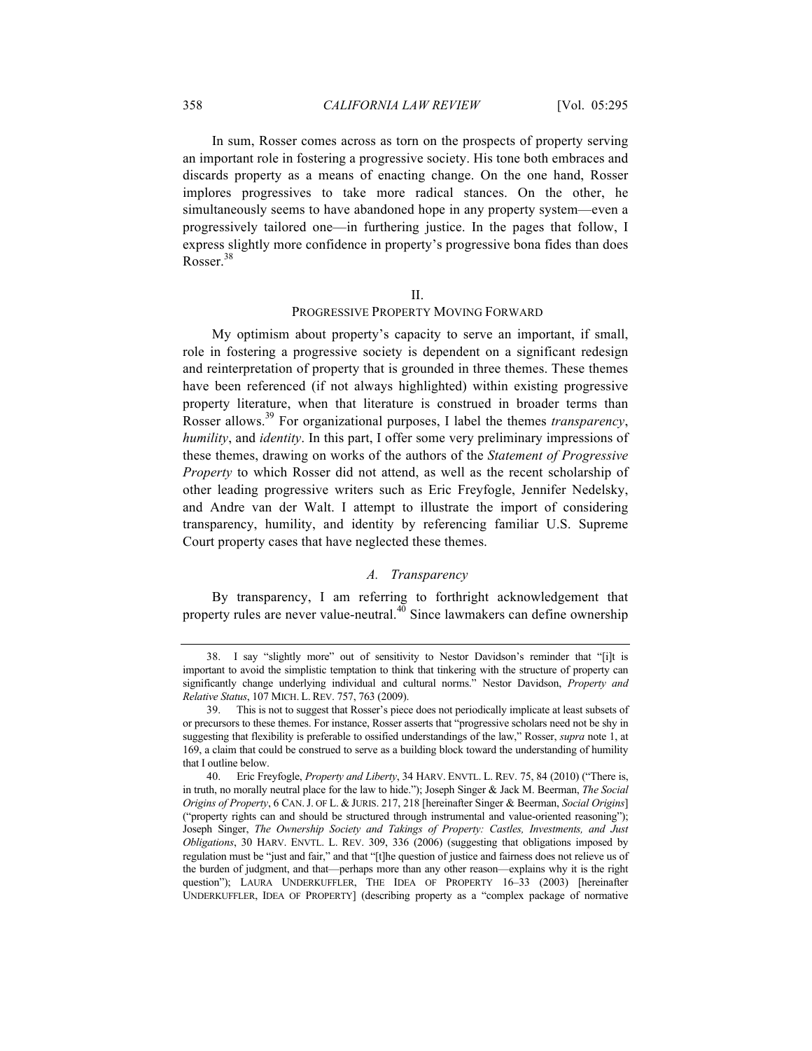In sum, Rosser comes across as torn on the prospects of property serving an important role in fostering a progressive society. His tone both embraces and discards property as a means of enacting change. On the one hand, Rosser implores progressives to take more radical stances. On the other, he simultaneously seems to have abandoned hope in any property system—even a progressively tailored one—in furthering justice. In the pages that follow, I express slightly more confidence in property's progressive bona fides than does Rosser.[38]

## II.
## PROGRESSIVE PROPERTY MOVING FORWARD

My optimism about property's capacity to serve an important, if small, role in fostering a progressive society is dependent on a significant redesign and reinterpretation of property that is grounded in three themes. These themes have been referenced (if not always highlighted) within existing progressive property literature, when that literature is construed in broader terms than Rosser allows.[39] For organizational purposes, I label the themes *transparency*, *humility*, and *identity*. In this part, I offer some very preliminary impressions of these themes, drawing on works of the authors of the *Statement of Progressive Property* to which Rosser did not attend, as well as the recent scholarship of other leading progressive writers such as Eric Freyfogle, Jennifer Nedelsky, and Andre van der Walt. I attempt to illustrate the import of considering transparency, humility, and identity by referencing familiar U.S. Supreme Court property cases that have neglected these themes.

### *A. Transparency*

By transparency, I am referring to forthright acknowledgement that property rules are never value-neutral.[40] Since lawmakers can define ownership

---

38. I say "slightly more" out of sensitivity to Nestor Davidson's reminder that "[i]t is important to avoid the simplistic temptation to think that tinkering with the structure of property can significantly change underlying individual and cultural norms." Nestor Davidson, *Property and Relative Status*, 107 MICH. L. REV. 757, 763 (2009).

39. This is not to suggest that Rosser's piece does not periodically implicate at least subsets of or precursors to these themes. For instance, Rosser asserts that "progressive scholars need not be shy in suggesting that flexibility is preferable to ossified understandings of the law," Rosser, *supra* note 1, at 169, a claim that could be construed to serve as a building block toward the understanding of humility that I outline below.

40. Eric Freyfogle, *Property and Liberty*, 34 HARV. ENVTL. L. REV. 75, 84 (2010) ("There is, in truth, no morally neutral place for the law to hide."); Joseph Singer & Jack M. Beerman, *The Social Origins of Property*, 6 CAN. J. OF L. & JURIS. 217, 218 [hereinafter Singer & Beerman, *Social Origins*] ("property rights can and should be structured through instrumental and value-oriented reasoning"); Joseph Singer, *The Ownership Society and Takings of Property: Castles, Investments, and Just Obligations*, 30 HARV. ENVTL. L. REV. 309, 336 (2006) (suggesting that obligations imposed by regulation must be "just and fair," and that "[t]he question of justice and fairness does not relieve us of the burden of judgment, and that—perhaps more than any other reason—explains why it is the right question"); LAURA UNDERKUFFLER, THE IDEA OF PROPERTY 16–33 (2003) [hereinafter UNDERKUFFLER, IDEA OF PROPERTY] (describing property as a "complex package of normative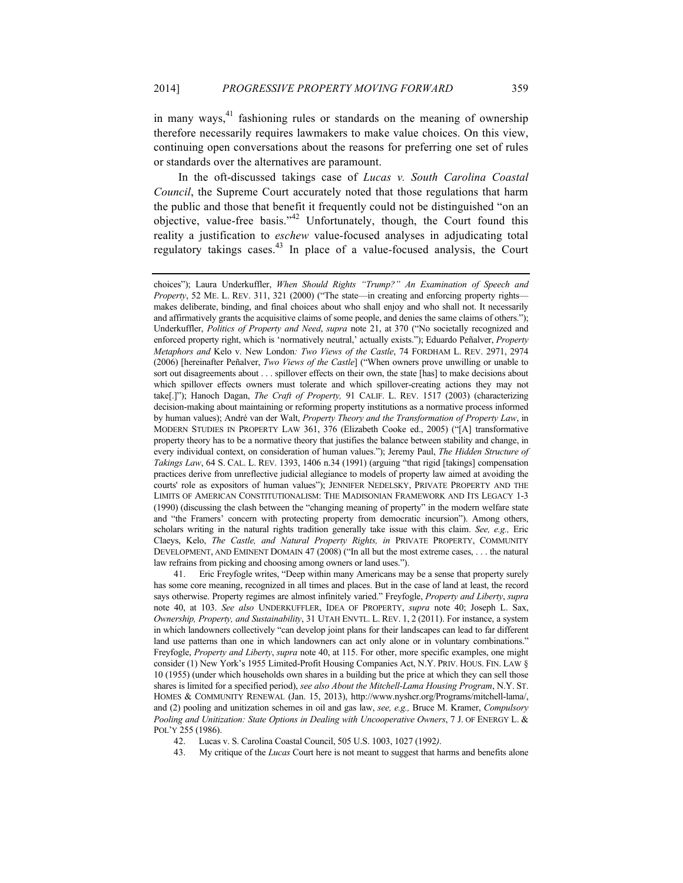in many ways,[41] fashioning rules or standards on the meaning of ownership therefore necessarily requires lawmakers to make value choices. On this view, continuing open conversations about the reasons for preferring one set of rules or standards over the alternatives are paramount.

In the oft-discussed takings case of *Lucas v. South Carolina Coastal Council*, the Supreme Court accurately noted that those regulations that harm the public and those that benefit it frequently could not be distinguished "on an objective, value-free basis."[42] Unfortunately, though, the Court found this reality a justification to *eschew* value-focused analyses in adjudicating total regulatory takings cases.[43] In place of a value-focused analysis, the Court

---

choices"); Laura Underkuffler, *When Should Rights "Trump?" An Examination of Speech and Property*, 52 ME. L. REV. 311, 321 (2000) ("The state—in creating and enforcing property rights—makes deliberate, binding, and final choices about who shall enjoy and who shall not. It necessarily and affirmatively grants the acquisitive claims of some people, and denies the same claims of others."); Underkuffler, *Politics of Property and Need*, *supra* note 21, at 370 ("No societally recognized and enforced property right, which is 'normatively neutral,' actually exists."); Eduardo Peñalver, *Property Metaphors and* Kelo v. New London*: Two Views of the Castle*, 74 FORDHAM L. REV. 2971, 2974 (2006) [hereinafter Peñalver, *Two Views of the Castle*] ("When owners prove unwilling or unable to sort out disagreements about . . . spillover effects on their own, the state [has] to make decisions about which spillover effects owners must tolerate and which spillover-creating actions they may not take[.]"); Hanoch Dagan, *The Craft of Property,* 91 CALIF. L. REV. 1517 (2003) (characterizing decision-making about maintaining or reforming property institutions as a normative process informed by human values); André van der Walt, *Property Theory and the Transformation of Property Law*, in MODERN STUDIES IN PROPERTY LAW 361, 376 (Elizabeth Cooke ed., 2005) ("[A] transformative property theory has to be a normative theory that justifies the balance between stability and change, in every individual context, on consideration of human values."); Jeremy Paul, *The Hidden Structure of Takings Law*, 64 S. CAL. L. REV. 1393, 1406 n.34 (1991) (arguing "that rigid [takings] compensation practices derive from unreflective judicial allegiance to models of property law aimed at avoiding the courts' role as expositors of human values"); JENNIFER NEDELSKY, PRIVATE PROPERTY AND THE LIMITS OF AMERICAN CONSTITUTIONALISM: THE MADISONIAN FRAMEWORK AND ITS LEGACY 1-3 (1990) (discussing the clash between the "changing meaning of property" in the modern welfare state and "the Framers' concern with protecting property from democratic incursion"). Among others, scholars writing in the natural rights tradition generally take issue with this claim. *See, e.g.,* Eric Claeys, Kelo, *The Castle, and Natural Property Rights, in* PRIVATE PROPERTY, COMMUNITY DEVELOPMENT, AND EMINENT DOMAIN 47 (2008) ("In all but the most extreme cases, . . . the natural law refrains from picking and choosing among owners or land uses.").

41. Eric Freyfogle writes, "Deep within many Americans may be a sense that property surely has some core meaning, recognized in all times and places. But in the case of land at least, the record says otherwise. Property regimes are almost infinitely varied." Freyfogle, *Property and Liberty*, *supra* note 40, at 103. *See also* UNDERKUFFLER, IDEA OF PROPERTY, *supra* note 40; Joseph L. Sax, *Ownership, Property, and Sustainability*, 31 UTAH ENVTL. L. REV. 1, 2 (2011). For instance, a system in which landowners collectively "can develop joint plans for their landscapes can lead to far different land use patterns than one in which landowners can act only alone or in voluntary combinations." Freyfogle, *Property and Liberty*, *supra* note 40, at 115. For other, more specific examples, one might consider (1) New York's 1955 Limited-Profit Housing Companies Act, N.Y. PRIV. HOUS. FIN. LAW § 10 (1955) (under which households own shares in a building but the price at which they can sell those shares is limited for a specified period), *see also About the Mitchell-Lama Housing Program*, N.Y. ST. HOMES & COMMUNITY RENEWAL (Jan. 15, 2013), http://www.nyshcr.org/Programs/mitchell-lama/, and (2) pooling and unitization schemes in oil and gas law, *see, e.g.,* Bruce M. Kramer, *Compulsory Pooling and Unitization: State Options in Dealing with Uncooperative Owners*, 7 J. OF ENERGY L. & POL'Y 255 (1986).

42. Lucas v. S. Carolina Coastal Council, 505 U.S. 1003, 1027 (1992).

43. My critique of the *Lucas* Court here is not meant to suggest that harms and benefits alone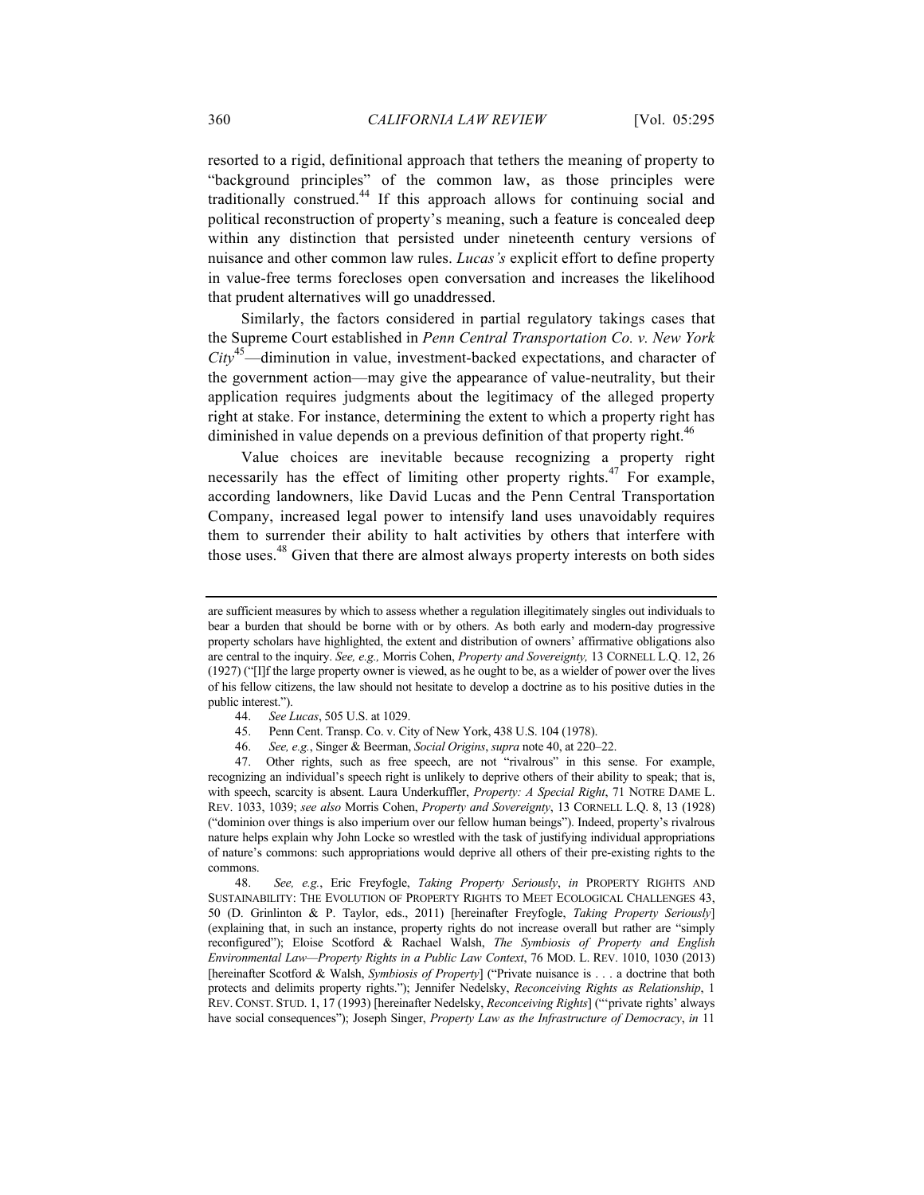resorted to a rigid, definitional approach that tethers the meaning of property to "background principles" of the common law, as those principles were traditionally construed.[44] If this approach allows for continuing social and political reconstruction of property's meaning, such a feature is concealed deep within any distinction that persisted under nineteenth century versions of nuisance and other common law rules. *Lucas's* explicit effort to define property in value-free terms forecloses open conversation and increases the likelihood that prudent alternatives will go unaddressed.

Similarly, the factors considered in partial regulatory takings cases that the Supreme Court established in *Penn Central Transportation Co. v. New York City*[45]—diminution in value, investment-backed expectations, and character of the government action—may give the appearance of value-neutrality, but their application requires judgments about the legitimacy of the alleged property right at stake. For instance, determining the extent to which a property right has diminished in value depends on a previous definition of that property right.[46]

Value choices are inevitable because recognizing a property right necessarily has the effect of limiting other property rights.[47] For example, according landowners, like David Lucas and the Penn Central Transportation Company, increased legal power to intensify land uses unavoidably requires them to surrender their ability to halt activities by others that interfere with those uses.[48] Given that there are almost always property interests on both sides

---

are sufficient measures by which to assess whether a regulation illegitimately singles out individuals to bear a burden that should be borne with or by others. As both early and modern-day progressive property scholars have highlighted, the extent and distribution of owners' affirmative obligations also are central to the inquiry. *See, e.g.,* Morris Cohen, *Property and Sovereignty,* 13 CORNELL L.Q. 12, 26 (1927) ("[I]f the large property owner is viewed, as he ought to be, as a wielder of power over the lives of his fellow citizens, the law should not hesitate to develop a doctrine as to his positive duties in the public interest.").

44. *See Lucas*, 505 U.S. at 1029.

45. Penn Cent. Transp. Co. v. City of New York, 438 U.S. 104 (1978).

46. *See, e.g.*, Singer & Beerman, *Social Origins*, *supra* note 40, at 220–22.

47. Other rights, such as free speech, are not "rivalrous" in this sense. For example, recognizing an individual's speech right is unlikely to deprive others of their ability to speak; that is, with speech, scarcity is absent. Laura Underkuffler, *Property: A Special Right*, 71 NOTRE DAME L. REV. 1033, 1039; *see also* Morris Cohen, *Property and Sovereignty*, 13 CORNELL L.Q. 8, 13 (1928) ("dominion over things is also imperium over our fellow human beings"). Indeed, property's rivalrous nature helps explain why John Locke so wrestled with the task of justifying individual appropriations of nature's commons: such appropriations would deprive all others of their pre-existing rights to the commons.

48. *See, e.g.*, Eric Freyfogle, *Taking Property Seriously*, *in* PROPERTY RIGHTS AND SUSTAINABILITY: THE EVOLUTION OF PROPERTY RIGHTS TO MEET ECOLOGICAL CHALLENGES 43, 50 (D. Grinlinton & P. Taylor, eds., 2011) [hereinafter Freyfogle, *Taking Property Seriously*] (explaining that, in such an instance, property rights do not increase overall but rather are "simply reconfigured"); Eloise Scotford & Rachael Walsh, *The Symbiosis of Property and English Environmental Law—Property Rights in a Public Law Context*, 76 MOD. L. REV. 1010, 1030 (2013) [hereinafter Scotford & Walsh, *Symbiosis of Property*] ("Private nuisance is . . . a doctrine that both protects and delimits property rights."); Jennifer Nedelsky, *Reconceiving Rights as Relationship*, 1 REV. CONST. STUD. 1, 17 (1993) [hereinafter Nedelsky, *Reconceiving Rights*] ("'private rights' always have social consequences"); Joseph Singer, *Property Law as the Infrastructure of Democracy*, *in* 11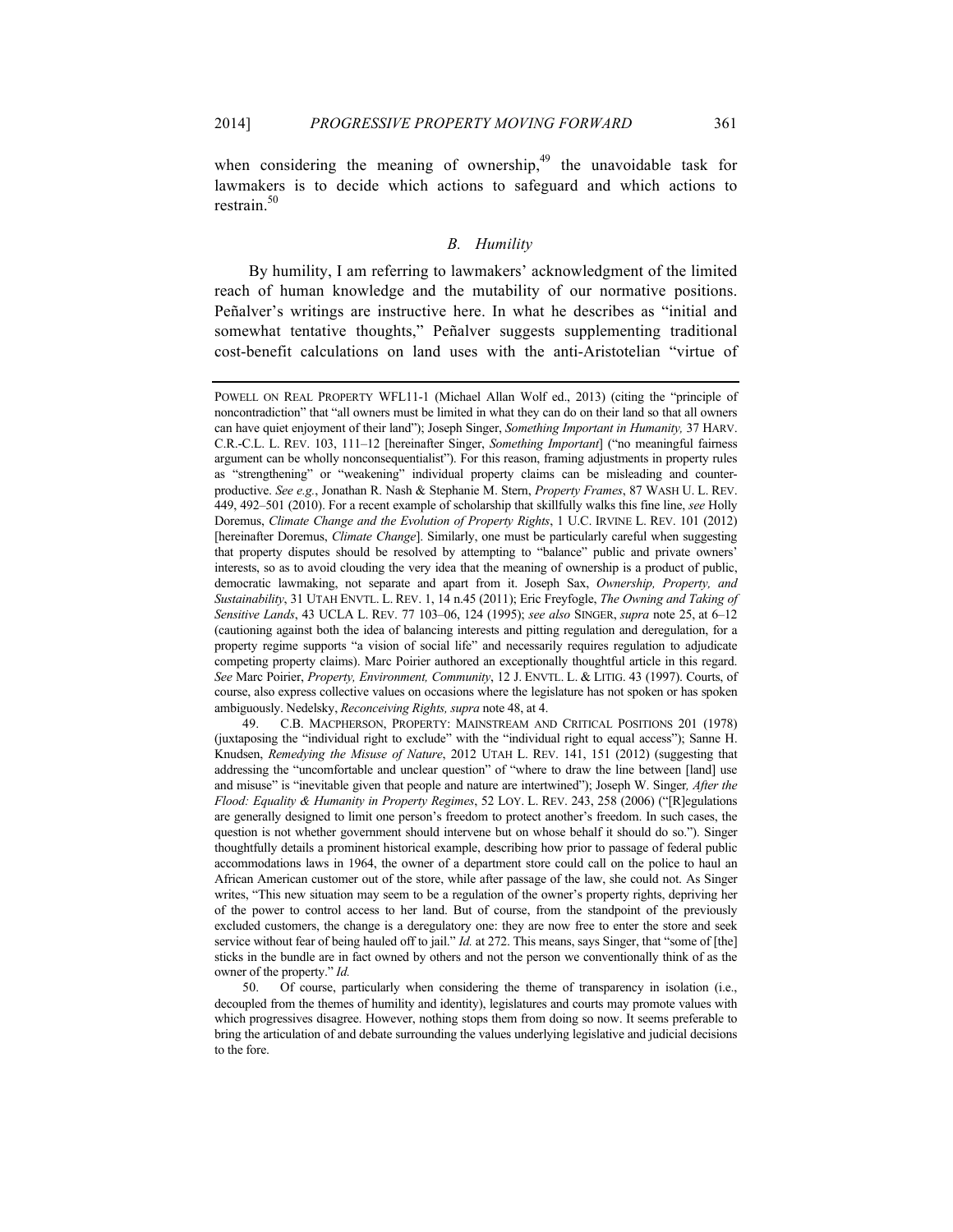when considering the meaning of ownership,[49] the unavoidable task for lawmakers is to decide which actions to safeguard and which actions to restrain.[50]

### *B. Humility*

By humility, I am referring to lawmakers' acknowledgment of the limited reach of human knowledge and the mutability of our normative positions. Peñalver's writings are instructive here. In what he describes as "initial and somewhat tentative thoughts," Peñalver suggests supplementing traditional cost-benefit calculations on land uses with the anti-Aristotelian "virtue of

---

POWELL ON REAL PROPERTY WFL11-1 (Michael Allan Wolf ed., 2013) (citing the "principle of noncontradiction" that "all owners must be limited in what they can do on their land so that all owners can have quiet enjoyment of their land"); Joseph Singer, *Something Important in Humanity,* 37 HARV. C.R.-C.L. L. REV. 103, 111–12 [hereinafter Singer, *Something Important*] ("no meaningful fairness argument can be wholly nonconsequentialist"). For this reason, framing adjustments in property rules as "strengthening" or "weakening" individual property claims can be misleading and counter-productive. *See e.g.*, Jonathan R. Nash & Stephanie M. Stern, *Property Frames*, 87 WASH U. L. REV. 449, 492–501 (2010). For a recent example of scholarship that skillfully walks this fine line, *see* Holly Doremus, *Climate Change and the Evolution of Property Rights*, 1 U.C. IRVINE L. REV. 101 (2012) [hereinafter Doremus, *Climate Change*]. Similarly, one must be particularly careful when suggesting that property disputes should be resolved by attempting to "balance" public and private owners' interests, so as to avoid clouding the very idea that the meaning of ownership is a product of public, democratic lawmaking, not separate and apart from it. Joseph Sax, *Ownership, Property, and Sustainability*, 31 UTAH ENVTL. L. REV. 1, 14 n.45 (2011); Eric Freyfogle, *The Owning and Taking of Sensitive Lands*, 43 UCLA L. REV. 77 103–06, 124 (1995); *see also* SINGER, *supra* note 25, at 6–12 (cautioning against both the idea of balancing interests and pitting regulation and deregulation, for a property regime supports "a vision of social life" and necessarily requires regulation to adjudicate competing property claims). Marc Poirier authored an exceptionally thoughtful article in this regard. *See* Marc Poirier, *Property, Environment, Community*, 12 J. ENVTL. L. & LITIG. 43 (1997). Courts, of course, also express collective values on occasions where the legislature has not spoken or has spoken ambiguously. Nedelsky, *Reconceiving Rights, supra* note 48, at 4.

49. C.B. MACPHERSON, PROPERTY: MAINSTREAM AND CRITICAL POSITIONS 201 (1978) (juxtaposing the "individual right to exclude" with the "individual right to equal access"); Sanne H. Knudsen, *Remedying the Misuse of Nature*, 2012 UTAH L. REV. 141, 151 (2012) (suggesting that addressing the "uncomfortable and unclear question" of "where to draw the line between [land] use and misuse" is "inevitable given that people and nature are intertwined"); Joseph W. Singer*, After the Flood: Equality & Humanity in Property Regimes*, 52 LOY. L. REV. 243, 258 (2006) ("[R]egulations are generally designed to limit one person's freedom to protect another's freedom. In such cases, the question is not whether government should intervene but on whose behalf it should do so."). Singer thoughtfully details a prominent historical example, describing how prior to passage of federal public accommodations laws in 1964, the owner of a department store could call on the police to haul an African American customer out of the store, while after passage of the law, she could not. As Singer writes, "This new situation may seem to be a regulation of the owner's property rights, depriving her of the power to control access to her land. But of course, from the standpoint of the previously excluded customers, the change is a deregulatory one: they are now free to enter the store and seek service without fear of being hauled off to jail." *Id.* at 272. This means, says Singer, that "some of [the] sticks in the bundle are in fact owned by others and not the person we conventionally think of as the owner of the property." *Id.*

50. Of course, particularly when considering the theme of transparency in isolation (i.e., decoupled from the themes of humility and identity), legislatures and courts may promote values with which progressives disagree. However, nothing stops them from doing so now. It seems preferable to bring the articulation of and debate surrounding the values underlying legislative and judicial decisions to the fore.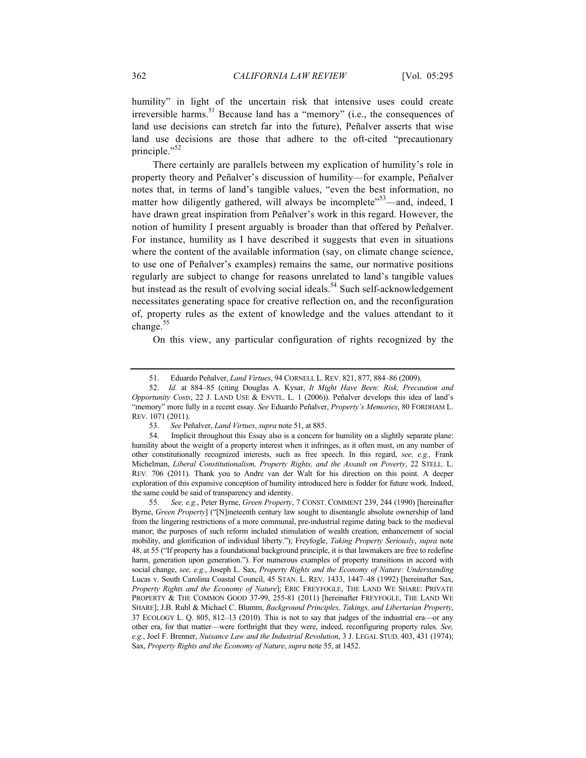humility" in light of the uncertain risk that intensive uses could create irreversible harms.[51] Because land has a "memory" (i.e., the consequences of land use decisions can stretch far into the future), Peñalver asserts that wise land use decisions are those that adhere to the oft-cited "precautionary principle."[52]

There certainly are parallels between my explication of humility's role in property theory and Peñalver's discussion of humility—for example, Peñalver notes that, in terms of land's tangible values, "even the best information, no matter how diligently gathered, will always be incomplete"[53]—and, indeed, I have drawn great inspiration from Peñalver's work in this regard. However, the notion of humility I present arguably is broader than that offered by Peñalver. For instance, humility as I have described it suggests that even in situations where the content of the available information (say, on climate change science, to use one of Peñalver's examples) remains the same, our normative positions regularly are subject to change for reasons unrelated to land's tangible values but instead as the result of evolving social ideals.[54] Such self-acknowledgement necessitates generating space for creative reflection on, and the reconfiguration of, property rules as the extent of knowledge and the values attendant to it change.[55]

On this view, any particular configuration of rights recognized by the

---

51. Eduardo Peñalver, *Land Virtues*, 94 CORNELL L. REV. 821, 877, 884–86 (2009).

52. *Id.* at 884–85 (citing Douglas A. Kysar, *It Might Have Been: Risk, Precaution and Opportunity Costs*, 22 J. LAND USE & ENVTL. L. 1 (2006)). Peñalver develops this idea of land's "memory" more fully in a recent essay. *See* Eduardo Peñalver, *Property's Memories*, 80 FORDHAM L. REV. 1071 (2011).

53. *See* Peñalver, *Land Virtues*, *supra* note 51, at 885.

54. Implicit throughout this Essay also is a concern for humility on a slightly separate plane: humility about the weight of a property interest when it infringes, as it often must, on any number of other constitutionally recognized interests, such as free speech. In this regard, *see, e.g.,* Frank Michelman, *Liberal Constitutionalism, Property Rights, and the Assault on Poverty*, 22 STELL. L. REV. 706 (2011). Thank you to Andre van der Walt for his direction on this point. A deeper exploration of this expansive conception of humility introduced here is fodder for future work. Indeed, the same could be said of transparency and identity.

55. *See, e.g.*, Peter Byrne, *Green Property*, 7 CONST. COMMENT 239, 244 (1990) [hereinafter Byrne, *Green Property*] ("[N]ineteenth century law sought to disentangle absolute ownership of land from the lingering restrictions of a more communal, pre-industrial regime dating back to the medieval manor; the purposes of such reform included stimulation of wealth creation, enhancement of social mobility, and glorification of individual liberty."); Freyfogle, *Taking Property Seriously*, *supra* note 48, at 55 ("If property has a foundational background principle, it is that lawmakers are free to redefine harm, generation upon generation."). For numerous examples of property transitions in accord with social change, *see, e.g.*, Joseph L. Sax, *Property Rights and the Economy of Nature: Understanding* Lucas v. South Carolina Coastal Council, 45 STAN. L. REV. 1433, 1447–48 (1992) [hereinafter Sax, *Property Rights and the Economy of Nature*]; ERIC FREYFOGLE, THE LAND WE SHARE: PRIVATE PROPERTY & THE COMMON GOOD 37-99, 255-81 (2011) [hereinafter FREYFOGLE, THE LAND WE SHARE]; J.B. Ruhl & Michael C. Blumm, *Background Principles, Takings, and Libertarian Property*, 37 ECOLOGY L. Q. 805, 812–13 (2010). This is not to say that judges of the industrial era—or any other era, for that matter—were forthright that they were, indeed, reconfiguring property rules. *See, e.g.*, Joel F. Brenner, *Nuisance Law and the Industrial Revolution*, 3 J. LEGAL STUD. 403, 431 (1974); Sax, *Property Rights and the Economy of Nature*, *supra* note 55, at 1452.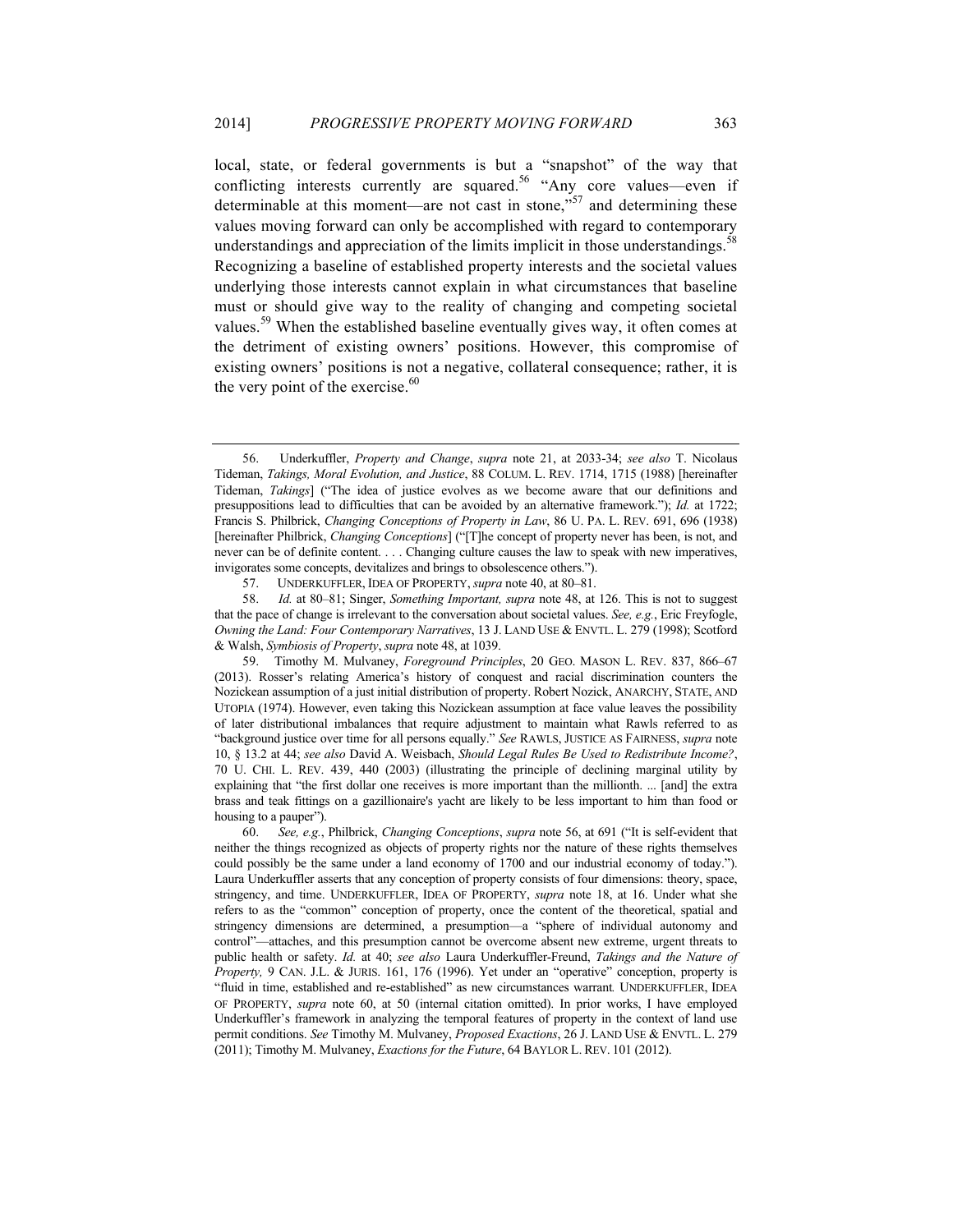local, state, or federal governments is but a "snapshot" of the way that conflicting interests currently are squared.[56] "Any core values—even if determinable at this moment—are not cast in stone,"[57] and determining these values moving forward can only be accomplished with regard to contemporary understandings and appreciation of the limits implicit in those understandings.[58] Recognizing a baseline of established property interests and the societal values underlying those interests cannot explain in what circumstances that baseline must or should give way to the reality of changing and competing societal values.[59] When the established baseline eventually gives way, it often comes at the detriment of existing owners' positions. However, this compromise of existing owners' positions is not a negative, collateral consequence; rather, it is the very point of the exercise.[60]

---

56. Underkuffler, *Property and Change*, *supra* note 21, at 2033-34; *see also* T. Nicolaus Tideman, *Takings, Moral Evolution, and Justice*, 88 COLUM. L. REV. 1714, 1715 (1988) [hereinafter Tideman, *Takings*] ("The idea of justice evolves as we become aware that our definitions and presuppositions lead to difficulties that can be avoided by an alternative framework."); *Id.* at 1722; Francis S. Philbrick, *Changing Conceptions of Property in Law*, 86 U. PA. L. REV. 691, 696 (1938) [hereinafter Philbrick, *Changing Conceptions*] ("[T]he concept of property never has been, is not, and never can be of definite content. . . . Changing culture causes the law to speak with new imperatives, invigorates some concepts, devitalizes and brings to obsolescence others.").

57. UNDERKUFFLER, IDEA OF PROPERTY, *supra* note 40, at 80–81.

58. *Id.* at 80–81; Singer, *Something Important, supra* note 48, at 126. This is not to suggest that the pace of change is irrelevant to the conversation about societal values. *See, e.g.*, Eric Freyfogle, *Owning the Land: Four Contemporary Narratives*, 13 J. LAND USE & ENVTL. L. 279 (1998); Scotford & Walsh, *Symbiosis of Property*, *supra* note 48, at 1039.

59. Timothy M. Mulvaney, *Foreground Principles*, 20 GEO. MASON L. REV. 837, 866–67 (2013). Rosser's relating America's history of conquest and racial discrimination counters the Nozickean assumption of a just initial distribution of property. Robert Nozick, ANARCHY, STATE, AND UTOPIA (1974). However, even taking this Nozickean assumption at face value leaves the possibility of later distributional imbalances that require adjustment to maintain what Rawls referred to as "background justice over time for all persons equally." *See* RAWLS, JUSTICE AS FAIRNESS, *supra* note 10, § 13.2 at 44; *see also* David A. Weisbach, *Should Legal Rules Be Used to Redistribute Income?*, 70 U. CHI. L. REV. 439, 440 (2003) (illustrating the principle of declining marginal utility by explaining that "the first dollar one receives is more important than the millionth. ... [and] the extra brass and teak fittings on a gazillionaire's yacht are likely to be less important to him than food or housing to a pauper").

60. *See, e.g.*, Philbrick, *Changing Conceptions*, *supra* note 56, at 691 ("It is self-evident that neither the things recognized as objects of property rights nor the nature of these rights themselves could possibly be the same under a land economy of 1700 and our industrial economy of today."). Laura Underkuffler asserts that any conception of property consists of four dimensions: theory, space, stringency, and time. UNDERKUFFLER, IDEA OF PROPERTY, *supra* note 18, at 16. Under what she refers to as the "common" conception of property, once the content of the theoretical, spatial and stringency dimensions are determined, a presumption—a "sphere of individual autonomy and control"—attaches, and this presumption cannot be overcome absent new extreme, urgent threats to public health or safety. *Id.* at 40; *see also* Laura Underkuffler-Freund, *Takings and the Nature of Property,* 9 CAN. J.L. & JURIS. 161, 176 (1996). Yet under an "operative" conception, property is "fluid in time, established and re-established" as new circumstances warrant*.* UNDERKUFFLER, IDEA OF PROPERTY, *supra* note 60, at 50 (internal citation omitted). In prior works, I have employed Underkuffler's framework in analyzing the temporal features of property in the context of land use permit conditions. *See* Timothy M. Mulvaney, *Proposed Exactions*, 26 J. LAND USE & ENVTL. L. 279 (2011); Timothy M. Mulvaney, *Exactions for the Future*, 64 BAYLOR L. REV. 101 (2012).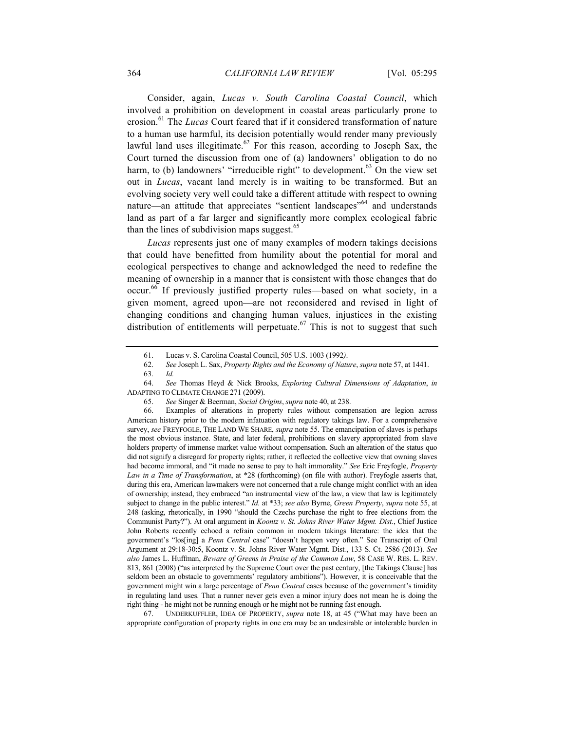Consider, again, *Lucas v. South Carolina Coastal Council*, which involved a prohibition on development in coastal areas particularly prone to erosion.[61] The *Lucas* Court feared that if it considered transformation of nature to a human use harmful, its decision potentially would render many previously lawful land uses illegitimate.[62] For this reason, according to Joseph Sax, the Court turned the discussion from one of (a) landowners' obligation to do no harm, to (b) landowners' "irreducible right" to development.[63] On the view set out in *Lucas*, vacant land merely is in waiting to be transformed. But an evolving society very well could take a different attitude with respect to owning nature—an attitude that appreciates "sentient landscapes"[64] and understands land as part of a far larger and significantly more complex ecological fabric than the lines of subdivision maps suggest.[65]

*Lucas* represents just one of many examples of modern takings decisions that could have benefitted from humility about the potential for moral and ecological perspectives to change and acknowledged the need to redefine the meaning of ownership in a manner that is consistent with those changes that do occur.[66] If previously justified property rules—based on what society, in a given moment, agreed upon—are not reconsidered and revised in light of changing conditions and changing human values, injustices in the existing distribution of entitlements will perpetuate.[67] This is not to suggest that such

---

61. Lucas v. S. Carolina Coastal Council, 505 U.S. 1003 (1992).

62. *See* Joseph L. Sax, *Property Rights and the Economy of Nature*, *supra* note 57, at 1441.

63. *Id.*

64. *See* Thomas Heyd & Nick Brooks, *Exploring Cultural Dimensions of Adaptation*, *in* ADAPTING TO CLIMATE CHANGE 271 (2009).

65. *See* Singer & Beerman, *Social Origins*, *supra* note 40, at 238.

66. Examples of alterations in property rules without compensation are legion across American history prior to the modern infatuation with regulatory takings law. For a comprehensive survey, *see* FREYFOGLE, THE LAND WE SHARE, *supra* note 55. The emancipation of slaves is perhaps the most obvious instance. State, and later federal, prohibitions on slavery appropriated from slave holders property of immense market value without compensation. Such an alteration of the status quo did not signify a disregard for property rights; rather, it reflected the collective view that owning slaves had become immoral, and "it made no sense to pay to halt immorality." *See* Eric Freyfogle, *Property Law in a Time of Transformation*, at *28 (forthcoming) (on file with author). Freyfogle asserts that, during this era, American lawmakers were not concerned that a rule change might conflict with an idea of ownership; instead, they embraced "an instrumental view of the law, a view that law is legitimately subject to change in the public interest." *Id.* at *33; *see also* Byrne, *Green Property*, *supra* note 55, at 248 (asking, rhetorically, in 1990 "should the Czechs purchase the right to free elections from the Communist Party?"). At oral argument in *Koontz v. St. Johns River Water Mgmt. Dist.*, Chief Justice John Roberts recently echoed a refrain common in modern takings literature: the idea that the government's "los[ing] a *Penn Central* case" "doesn't happen very often." See Transcript of Oral Argument at 29:18-30:5, Koontz v. St. Johns River Water Mgmt. Dist., 133 S. Ct. 2586 (2013). *See also* James L. Huffman, *Beware of Greens in Praise of the Common Law*, 58 CASE W. RES. L. REV. 813, 861 (2008) ("as interpreted by the Supreme Court over the past century, [the Takings Clause] has seldom been an obstacle to governments' regulatory ambitions"). However, it is conceivable that the government might win a large percentage of *Penn Central* cases because of the government's timidity in regulating land uses. That a runner never gets even a minor injury does not mean he is doing the right thing - he might not be running enough or he might not be running fast enough.

67. UNDERKUFFLER, IDEA OF PROPERTY, *supra* note 18, at 45 ("What may have been an appropriate configuration of property rights in one era may be an undesirable or intolerable burden in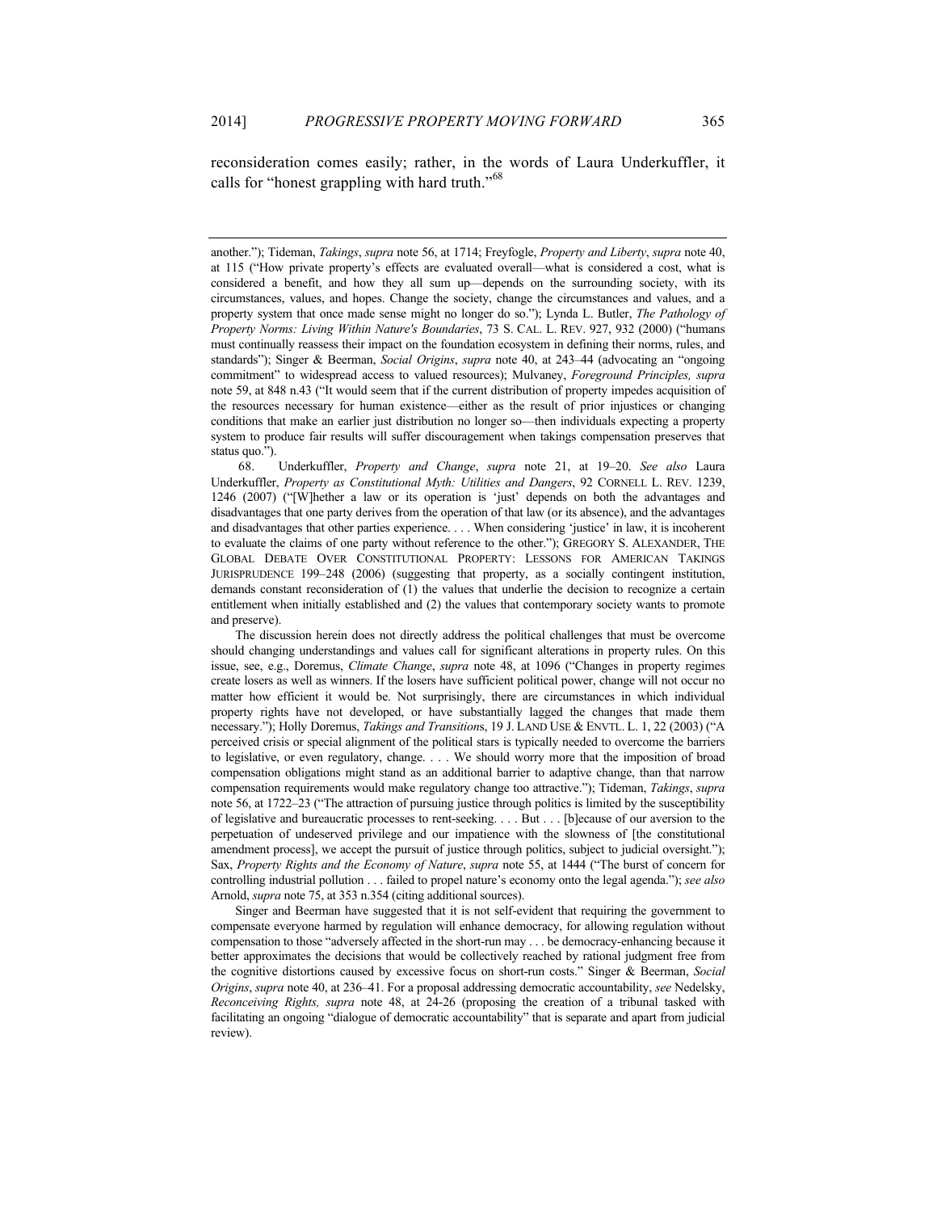reconsideration comes easily; rather, in the words of Laura Underkuffler, it calls for "honest grappling with hard truth."[68]

---

another."); Tideman, *Takings*, *supra* note 56, at 1714; Freyfogle, *Property and Liberty*, *supra* note 40, at 115 ("How private property's effects are evaluated overall—what is considered a cost, what is considered a benefit, and how they all sum up—depends on the surrounding society, with its circumstances, values, and hopes. Change the society, change the circumstances and values, and a property system that once made sense might no longer do so."); Lynda L. Butler, *The Pathology of Property Norms: Living Within Nature's Boundaries*, 73 S. CAL. L. REV. 927, 932 (2000) ("humans must continually reassess their impact on the foundation ecosystem in defining their norms, rules, and standards"); Singer & Beerman, *Social Origins*, *supra* note 40, at 243–44 (advocating an "ongoing commitment" to widespread access to valued resources); Mulvaney, *Foreground Principles, supra* note 59, at 848 n.43 ("It would seem that if the current distribution of property impedes acquisition of the resources necessary for human existence—either as the result of prior injustices or changing conditions that make an earlier just distribution no longer so—then individuals expecting a property system to produce fair results will suffer discouragement when takings compensation preserves that status quo.").

68. Underkuffler, *Property and Change*, *supra* note 21, at 19–20. *See also* Laura Underkuffler, *Property as Constitutional Myth: Utilities and Dangers*, 92 CORNELL L. REV. 1239, 1246 (2007) ("[W]hether a law or its operation is 'just' depends on both the advantages and disadvantages that one party derives from the operation of that law (or its absence), and the advantages and disadvantages that other parties experience. . . . When considering 'justice' in law, it is incoherent to evaluate the claims of one party without reference to the other."); GREGORY S. ALEXANDER, THE GLOBAL DEBATE OVER CONSTITUTIONAL PROPERTY: LESSONS FOR AMERICAN TAKINGS JURISPRUDENCE 199–248 (2006) (suggesting that property, as a socially contingent institution, demands constant reconsideration of (1) the values that underlie the decision to recognize a certain entitlement when initially established and (2) the values that contemporary society wants to promote and preserve).

The discussion herein does not directly address the political challenges that must be overcome should changing understandings and values call for significant alterations in property rules. On this issue, see, e.g., Doremus, *Climate Change*, *supra* note 48, at 1096 ("Changes in property regimes create losers as well as winners. If the losers have sufficient political power, change will not occur no matter how efficient it would be. Not surprisingly, there are circumstances in which individual property rights have not developed, or have substantially lagged the changes that made them necessary."); Holly Doremus, *Takings and Transitions*, 19 J. LAND USE & ENVTL. L. 1, 22 (2003) ("A perceived crisis or special alignment of the political stars is typically needed to overcome the barriers to legislative, or even regulatory, change. . . . We should worry more that the imposition of broad compensation obligations might stand as an additional barrier to adaptive change, than that narrow compensation requirements would make regulatory change too attractive."); Tideman, *Takings*, *supra* note 56, at 1722–23 ("The attraction of pursuing justice through politics is limited by the susceptibility of legislative and bureaucratic processes to rent-seeking. . . . But . . . [b]ecause of our aversion to the perpetuation of undeserved privilege and our impatience with the slowness of [the constitutional amendment process], we accept the pursuit of justice through politics, subject to judicial oversight."); Sax, *Property Rights and the Economy of Nature*, *supra* note 55, at 1444 ("The burst of concern for controlling industrial pollution . . . failed to propel nature's economy onto the legal agenda."); *see also* Arnold, *supra* note 75, at 353 n.354 (citing additional sources).

Singer and Beerman have suggested that it is not self-evident that requiring the government to compensate everyone harmed by regulation will enhance democracy, for allowing regulation without compensation to those "adversely affected in the short-run may . . . be democracy-enhancing because it better approximates the decisions that would be collectively reached by rational judgment free from the cognitive distortions caused by excessive focus on short-run costs." Singer & Beerman, *Social Origins*, *supra* note 40, at 236–41. For a proposal addressing democratic accountability, *see* Nedelsky, *Reconceiving Rights, supra* note 48, at 24-26 (proposing the creation of a tribunal tasked with facilitating an ongoing "dialogue of democratic accountability" that is separate and apart from judicial review).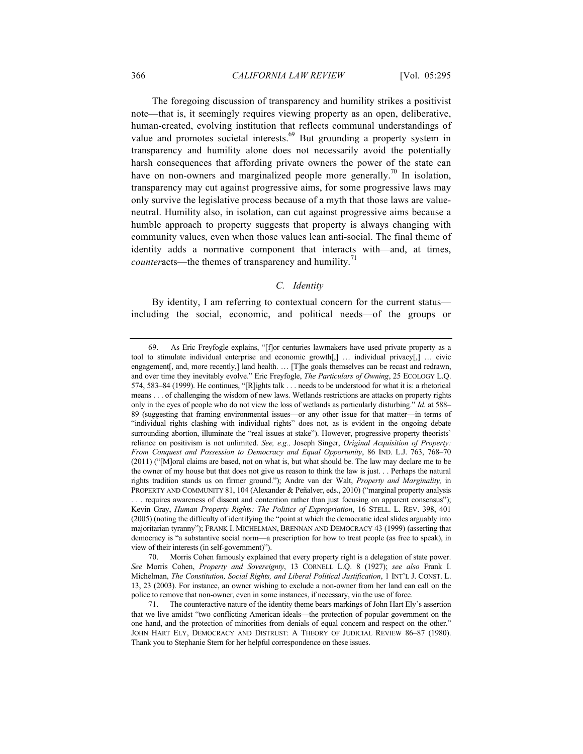The foregoing discussion of transparency and humility strikes a positivist note—that is, it seemingly requires viewing property as an open, deliberative, human-created, evolving institution that reflects communal understandings of value and promotes societal interests.[69] But grounding a property system in transparency and humility alone does not necessarily avoid the potentially harsh consequences that affording private owners the power of the state can have on non-owners and marginalized people more generally.[70] In isolation, transparency may cut against progressive aims, for some progressive laws may only survive the legislative process because of a myth that those laws are value-neutral. Humility also, in isolation, can cut against progressive aims because a humble approach to property suggests that property is always changing with community values, even when those values lean anti-social. The final theme of identity adds a normative component that interacts with—and, at times, *counter*acts—the themes of transparency and humility.[71]

### *C. Identity*

By identity, I am referring to contextual concern for the current status—including the social, economic, and political needs—of the groups or

---

69. As Eric Freyfogle explains, "[f]or centuries lawmakers have used private property as a tool to stimulate individual enterprise and economic growth[,] … individual privacy[,] … civic engagement[, and, more recently,] land health. … [T]he goals themselves can be recast and redrawn, and over time they inevitably evolve." Eric Freyfogle, *The Particulars of Owning*, 25 ECOLOGY L.Q. 574, 583–84 (1999). He continues, "[R]ights talk . . . needs to be understood for what it is: a rhetorical means . . . of challenging the wisdom of new laws. Wetlands restrictions are attacks on property rights only in the eyes of people who do not view the loss of wetlands as particularly disturbing." *Id.* at 588–89 (suggesting that framing environmental issues—or any other issue for that matter—in terms of "individual rights clashing with individual rights" does not, as is evident in the ongoing debate surrounding abortion, illuminate the "real issues at stake"). However, progressive property theorists' reliance on positivism is not unlimited. *See, e.g.,* Joseph Singer, *Original Acquisition of Property: From Conquest and Possession to Democracy and Equal Opportunity*, 86 IND. L.J. 763, 768–70 (2011) ("[M]oral claims are based, not on what is, but what should be. The law may declare me to be the owner of my house but that does not give us reason to think the law is just. . . Perhaps the natural rights tradition stands us on firmer ground."); Andre van der Walt, *Property and Marginality,* in PROPERTY AND COMMUNITY 81, 104 (Alexander & Peñalver, eds., 2010) ("marginal property analysis . . . requires awareness of dissent and contention rather than just focusing on apparent consensus"); Kevin Gray, *Human Property Rights: The Politics of Expropriation*, 16 STELL. L. REV. 398, 401 (2005) (noting the difficulty of identifying the "point at which the democratic ideal slides arguably into majoritarian tyranny"); FRANK I. MICHELMAN, BRENNAN AND DEMOCRACY 43 (1999) (asserting that democracy is "a substantive social norm—a prescription for how to treat people (as free to speak), in view of their interests (in self-government)").

70. Morris Cohen famously explained that every property right is a delegation of state power. *See* Morris Cohen, *Property and Sovereignty*, 13 CORNELL L.Q. 8 (1927); *see also* Frank I. Michelman, *The Constitution, Social Rights, and Liberal Political Justification*, 1 INT'L J. CONST. L. 13, 23 (2003). For instance, an owner wishing to exclude a non-owner from her land can call on the police to remove that non-owner, even in some instances, if necessary, via the use of force.

71. The counteractive nature of the identity theme bears markings of John Hart Ely's assertion that we live amidst "two conflicting American ideals—the protection of popular government on the one hand, and the protection of minorities from denials of equal concern and respect on the other." JOHN HART ELY, DEMOCRACY AND DISTRUST: A THEORY OF JUDICIAL REVIEW 86–87 (1980). Thank you to Stephanie Stern for her helpful correspondence on these issues.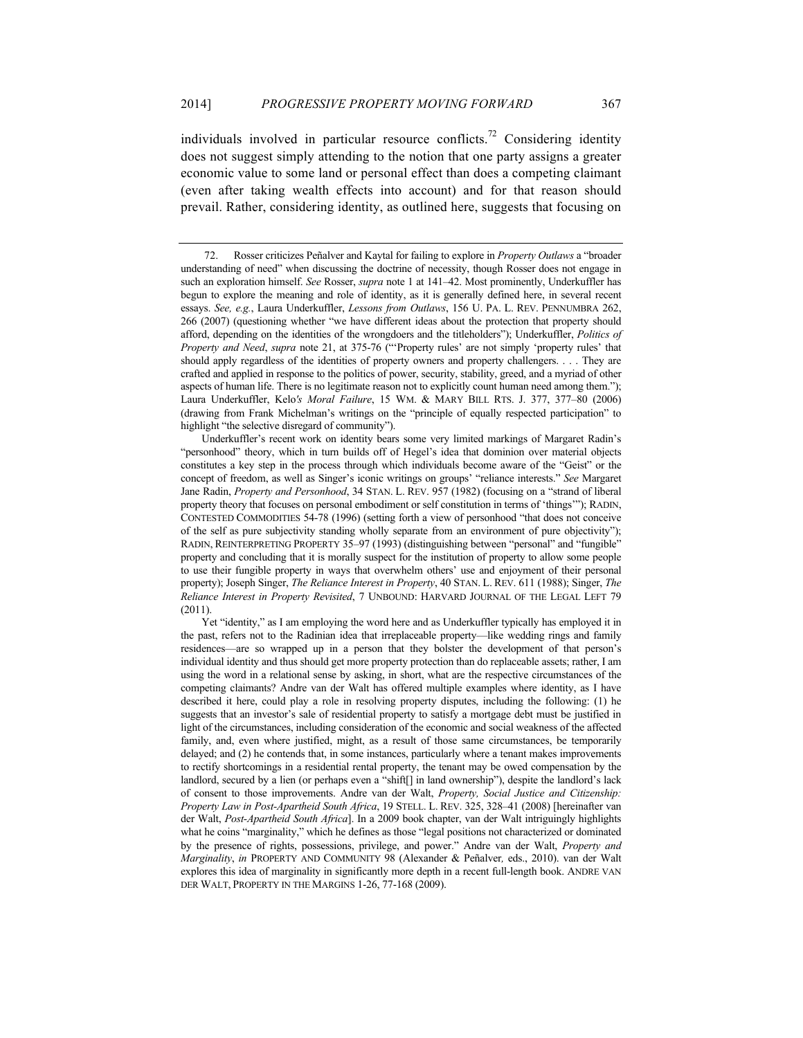individuals involved in particular resource conflicts.[72] Considering identity does not suggest simply attending to the notion that one party assigns a greater economic value to some land or personal effect than does a competing claimant (even after taking wealth effects into account) and for that reason should prevail. Rather, considering identity, as outlined here, suggests that focusing on

---

72. Rosser criticizes Peñalver and Kaytal for failing to explore in *Property Outlaws* a "broader understanding of need" when discussing the doctrine of necessity, though Rosser does not engage in such an exploration himself. *See* Rosser, *supra* note 1 at 141–42. Most prominently, Underkuffler has begun to explore the meaning and role of identity, as it is generally defined here, in several recent essays. *See, e.g.*, Laura Underkuffler, *Lessons from Outlaws*, 156 U. PA. L. REV. PENNUMBRA 262, 266 (2007) (questioning whether "we have different ideas about the protection that property should afford, depending on the identities of the wrongdoers and the titleholders"); Underkuffler, *Politics of Property and Need*, *supra* note 21, at 375-76 ("'Property rules' are not simply 'property rules' that should apply regardless of the identities of property owners and property challengers. . . . They are crafted and applied in response to the politics of power, security, stability, greed, and a myriad of other aspects of human life. There is no legitimate reason not to explicitly count human need among them."); Laura Underkuffler, Kelo*'s Moral Failure*, 15 WM. & MARY BILL RTS. J. 377, 377–80 (2006) (drawing from Frank Michelman's writings on the "principle of equally respected participation" to highlight "the selective disregard of community").

Underkuffler's recent work on identity bears some very limited markings of Margaret Radin's "personhood" theory, which in turn builds off of Hegel's idea that dominion over material objects constitutes a key step in the process through which individuals become aware of the "Geist" or the concept of freedom, as well as Singer's iconic writings on groups' "reliance interests." *See* Margaret Jane Radin, *Property and Personhood*, 34 STAN. L. REV. 957 (1982) (focusing on a "strand of liberal property theory that focuses on personal embodiment or self constitution in terms of 'things'"); RADIN, CONTESTED COMMODITIES 54-78 (1996) (setting forth a view of personhood "that does not conceive of the self as pure subjectivity standing wholly separate from an environment of pure objectivity"); RADIN, REINTERPRETING PROPERTY 35–97 (1993) (distinguishing between "personal" and "fungible" property and concluding that it is morally suspect for the institution of property to allow some people to use their fungible property in ways that overwhelm others' use and enjoyment of their personal property); Joseph Singer, *The Reliance Interest in Property*, 40 STAN. L. REV. 611 (1988); Singer, *The Reliance Interest in Property Revisited*, 7 UNBOUND: HARVARD JOURNAL OF THE LEGAL LEFT 79 (2011).

Yet "identity," as I am employing the word here and as Underkuffler typically has employed it in the past, refers not to the Radinian idea that irreplaceable property—like wedding rings and family residences—are so wrapped up in a person that they bolster the development of that person's individual identity and thus should get more property protection than do replaceable assets; rather, I am using the word in a relational sense by asking, in short, what are the respective circumstances of the competing claimants? Andre van der Walt has offered multiple examples where identity, as I have described it here, could play a role in resolving property disputes, including the following: (1) he suggests that an investor's sale of residential property to satisfy a mortgage debt must be justified in light of the circumstances, including consideration of the economic and social weakness of the affected family, and, even where justified, might, as a result of those same circumstances, be temporarily delayed; and (2) he contends that, in some instances, particularly where a tenant makes improvements to rectify shortcomings in a residential rental property, the tenant may be owed compensation by the landlord, secured by a lien (or perhaps even a "shift[] in land ownership"), despite the landlord's lack of consent to those improvements. Andre van der Walt, *Property, Social Justice and Citizenship: Property Law in Post-Apartheid South Africa*, 19 STELL. L. REV. 325, 328–41 (2008) [hereinafter van der Walt, *Post-Apartheid South Africa*]. In a 2009 book chapter, van der Walt intriguingly highlights what he coins "marginality," which he defines as those "legal positions not characterized or dominated by the presence of rights, possessions, privilege, and power." Andre van der Walt, *Property and Marginality*, *in* PROPERTY AND COMMUNITY 98 (Alexander & Peñalver*,* eds., 2010). van der Walt explores this idea of marginality in significantly more depth in a recent full-length book. ANDRE VAN DER WALT, PROPERTY IN THE MARGINS 1-26, 77-168 (2009).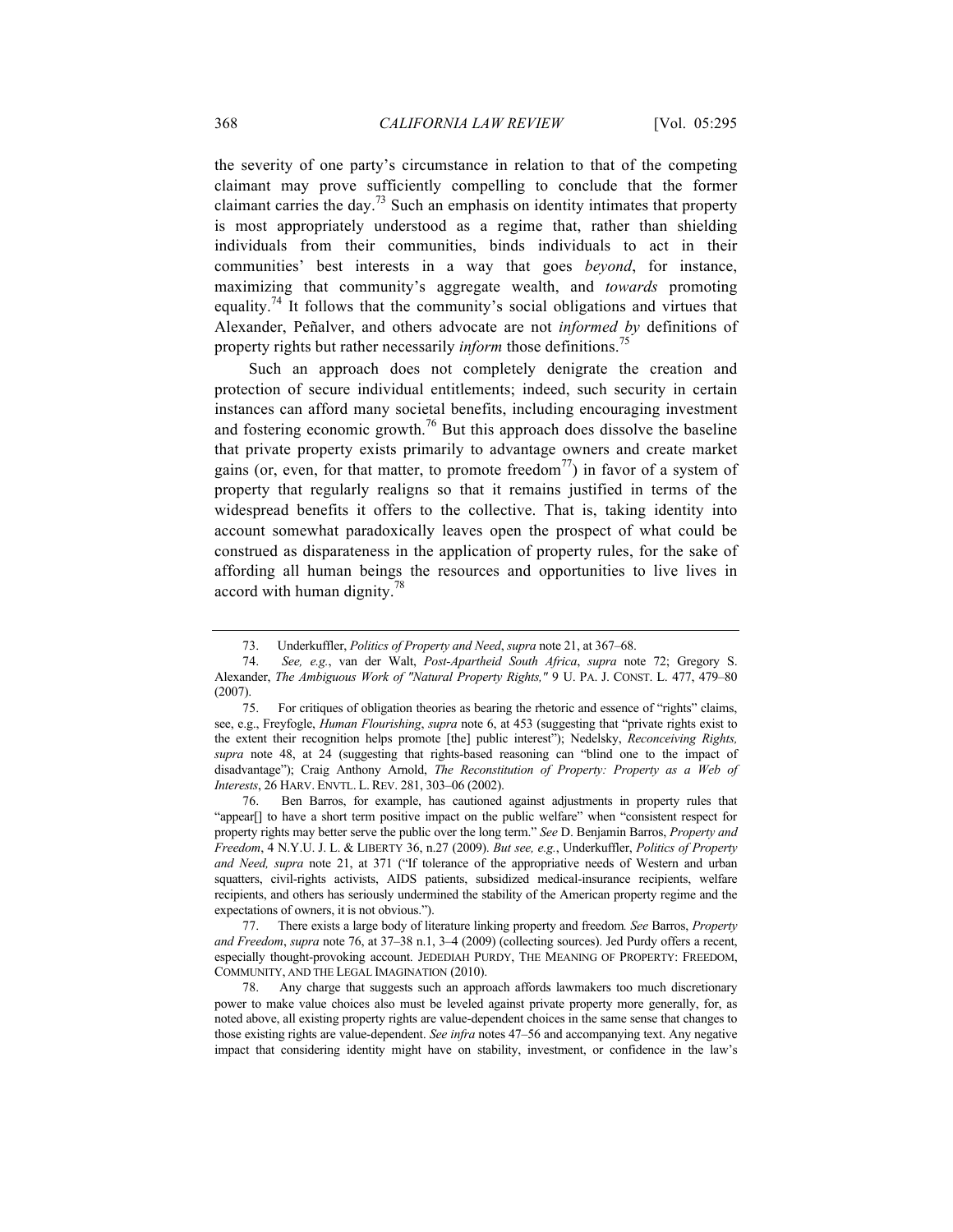the severity of one party's circumstance in relation to that of the competing claimant may prove sufficiently compelling to conclude that the former claimant carries the day.[73] Such an emphasis on identity intimates that property is most appropriately understood as a regime that, rather than shielding individuals from their communities, binds individuals to act in their communities' best interests in a way that goes *beyond*, for instance, maximizing that community's aggregate wealth, and *towards* promoting equality.[74] It follows that the community's social obligations and virtues that Alexander, Peñalver, and others advocate are not *informed by* definitions of property rights but rather necessarily *inform* those definitions.[75]

Such an approach does not completely denigrate the creation and protection of secure individual entitlements; indeed, such security in certain instances can afford many societal benefits, including encouraging investment and fostering economic growth.[76] But this approach does dissolve the baseline that private property exists primarily to advantage owners and create market gains (or, even, for that matter, to promote freedom[77]) in favor of a system of property that regularly realigns so that it remains justified in terms of the widespread benefits it offers to the collective. That is, taking identity into account somewhat paradoxically leaves open the prospect of what could be construed as disparateness in the application of property rules, for the sake of affording all human beings the resources and opportunities to live lives in accord with human dignity.[78]

---

73. Underkuffler, *Politics of Property and Need*, *supra* note 21, at 367–68.

74. *See, e.g.*, van der Walt, *Post-Apartheid South Africa*, *supra* note 72; Gregory S. Alexander, *The Ambiguous Work of "Natural Property Rights,"* 9 U. PA. J. CONST. L. 477, 479–80 (2007).

75. For critiques of obligation theories as bearing the rhetoric and essence of "rights" claims, see, e.g., Freyfogle, *Human Flourishing*, *supra* note 6, at 453 (suggesting that "private rights exist to the extent their recognition helps promote [the] public interest"); Nedelsky, *Reconceiving Rights, supra* note 48, at 24 (suggesting that rights-based reasoning can "blind one to the impact of disadvantage"); Craig Anthony Arnold, *The Reconstitution of Property: Property as a Web of Interests*, 26 HARV. ENVTL. L. REV. 281, 303–06 (2002).

76. Ben Barros, for example, has cautioned against adjustments in property rules that "appear[] to have a short term positive impact on the public welfare" when "consistent respect for property rights may better serve the public over the long term." *See* D. Benjamin Barros, *Property and Freedom*, 4 N.Y.U. J. L. & LIBERTY 36, n.27 (2009). *But see, e.g.*, Underkuffler, *Politics of Property and Need, supra* note 21, at 371 ("If tolerance of the appropriative needs of Western and urban squatters, civil-rights activists, AIDS patients, subsidized medical-insurance recipients, welfare recipients, and others has seriously undermined the stability of the American property regime and the expectations of owners, it is not obvious.").

77. There exists a large body of literature linking property and freedom*. See* Barros, *Property and Freedom*, *supra* note 76, at 37–38 n.1, 3–4 (2009) (collecting sources). Jed Purdy offers a recent, especially thought-provoking account. JEDEDIAH PURDY, THE MEANING OF PROPERTY: FREEDOM, COMMUNITY, AND THE LEGAL IMAGINATION (2010).

78. Any charge that suggests such an approach affords lawmakers too much discretionary power to make value choices also must be leveled against private property more generally, for, as noted above, all existing property rights are value-dependent choices in the same sense that changes to those existing rights are value-dependent. *See infra* notes 47–56 and accompanying text. Any negative impact that considering identity might have on stability, investment, or confidence in the law's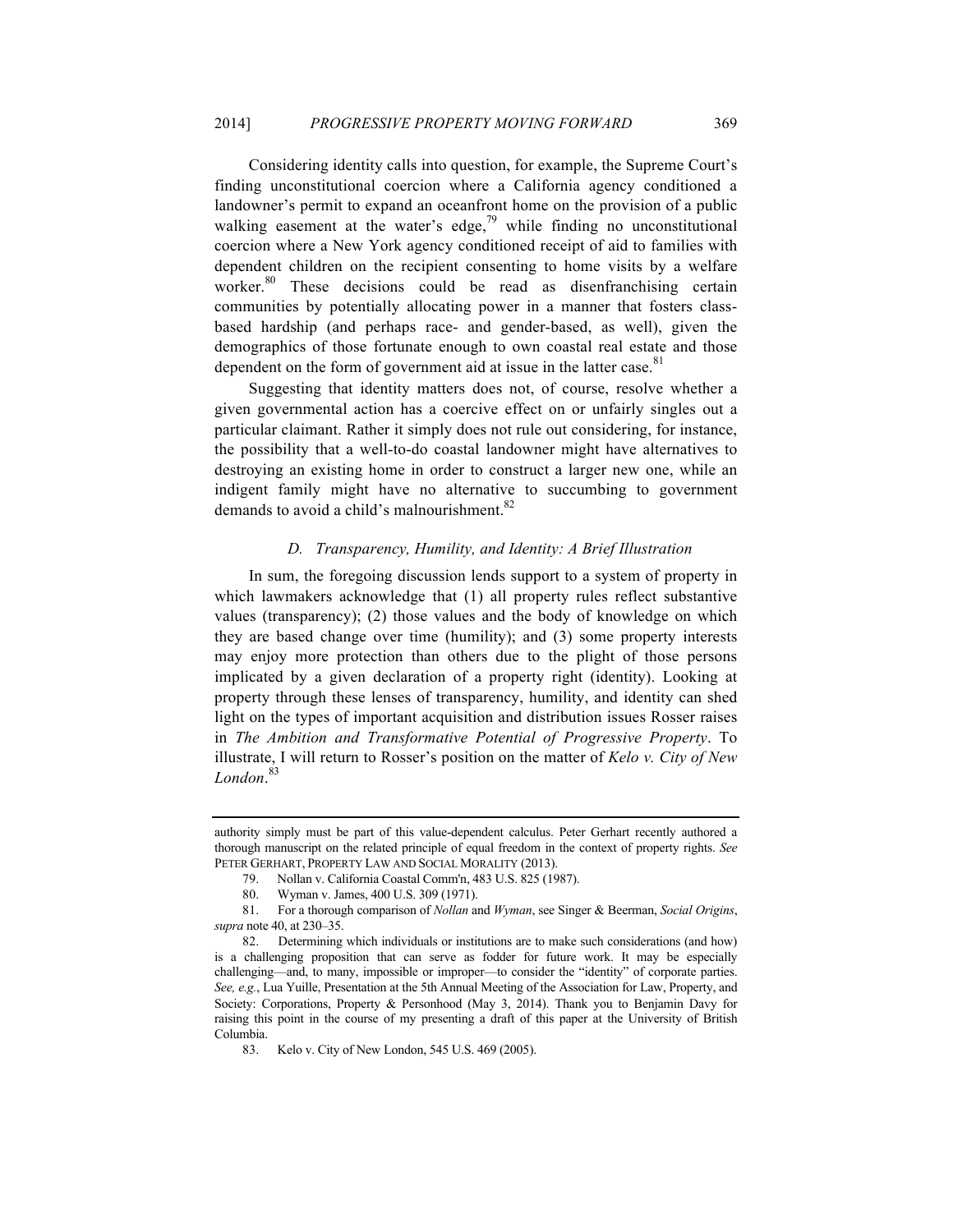Considering identity calls into question, for example, the Supreme Court's finding unconstitutional coercion where a California agency conditioned a landowner's permit to expand an oceanfront home on the provision of a public walking easement at the water's edge,[79] while finding no unconstitutional coercion where a New York agency conditioned receipt of aid to families with dependent children on the recipient consenting to home visits by a welfare worker.[80] These decisions could be read as disenfranchising certain communities by potentially allocating power in a manner that fosters class-based hardship (and perhaps race- and gender-based, as well), given the demographics of those fortunate enough to own coastal real estate and those dependent on the form of government aid at issue in the latter case.[81]

Suggesting that identity matters does not, of course, resolve whether a given governmental action has a coercive effect on or unfairly singles out a particular claimant. Rather it simply does not rule out considering, for instance, the possibility that a well-to-do coastal landowner might have alternatives to destroying an existing home in order to construct a larger new one, while an indigent family might have no alternative to succumbing to government demands to avoid a child's malnourishment.[82]

### *D. Transparency, Humility, and Identity: A Brief Illustration*

In sum, the foregoing discussion lends support to a system of property in which lawmakers acknowledge that (1) all property rules reflect substantive values (transparency); (2) those values and the body of knowledge on which they are based change over time (humility); and (3) some property interests may enjoy more protection than others due to the plight of those persons implicated by a given declaration of a property right (identity). Looking at property through these lenses of transparency, humility, and identity can shed light on the types of important acquisition and distribution issues Rosser raises in *The Ambition and Transformative Potential of Progressive Property*. To illustrate, I will return to Rosser's position on the matter of *Kelo v. City of New London*.[83]

---

authority simply must be part of this value-dependent calculus. Peter Gerhart recently authored a thorough manuscript on the related principle of equal freedom in the context of property rights. *See* PETER GERHART, PROPERTY LAW AND SOCIAL MORALITY (2013).

79. Nollan v. California Coastal Comm'n, 483 U.S. 825 (1987).

80. Wyman v. James, 400 U.S. 309 (1971).

81. For a thorough comparison of *Nollan* and *Wyman*, see Singer & Beerman, *Social Origins*, *supra* note 40, at 230–35.

82. Determining which individuals or institutions are to make such considerations (and how) is a challenging proposition that can serve as fodder for future work. It may be especially challenging—and, to many, impossible or improper—to consider the "identity" of corporate parties. *See, e.g.*, Lua Yuille, Presentation at the 5th Annual Meeting of the Association for Law, Property, and Society: Corporations, Property & Personhood (May 3, 2014). Thank you to Benjamin Davy for raising this point in the course of my presenting a draft of this paper at the University of British Columbia.

83. Kelo v. City of New London, 545 U.S. 469 (2005).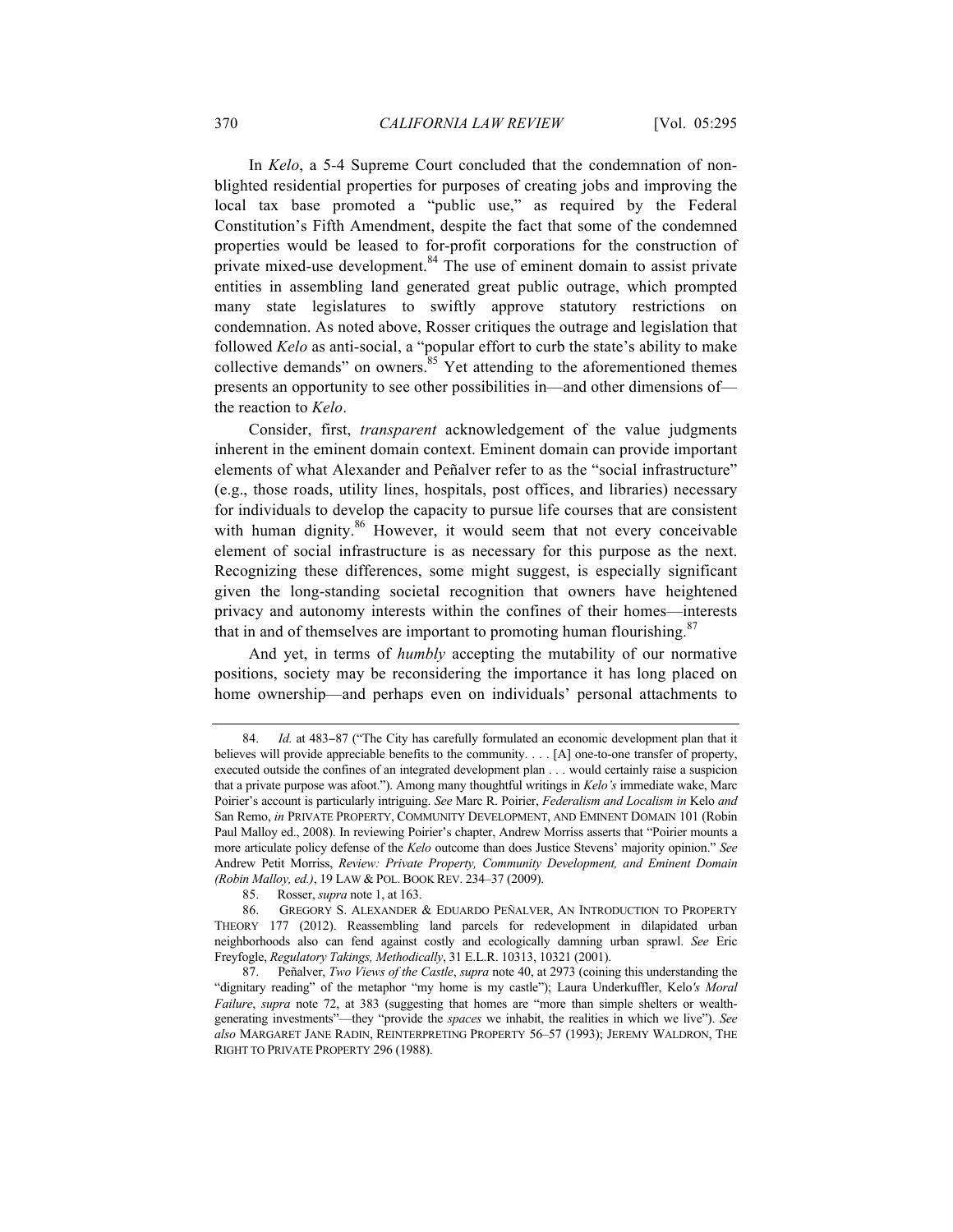In *Kelo*, a 5-4 Supreme Court concluded that the condemnation of non-blighted residential properties for purposes of creating jobs and improving the local tax base promoted a "public use," as required by the Federal Constitution's Fifth Amendment, despite the fact that some of the condemned properties would be leased to for-profit corporations for the construction of private mixed-use development.[84] The use of eminent domain to assist private entities in assembling land generated great public outrage, which prompted many state legislatures to swiftly approve statutory restrictions on condemnation. As noted above, Rosser critiques the outrage and legislation that followed *Kelo* as anti-social, a "popular effort to curb the state's ability to make collective demands" on owners.[85] Yet attending to the aforementioned themes presents an opportunity to see other possibilities in—and other dimensions of—the reaction to *Kelo*.

Consider, first, *transparent* acknowledgement of the value judgments inherent in the eminent domain context. Eminent domain can provide important elements of what Alexander and Peñalver refer to as the "social infrastructure" (e.g., those roads, utility lines, hospitals, post offices, and libraries) necessary for individuals to develop the capacity to pursue life courses that are consistent with human dignity.[86] However, it would seem that not every conceivable element of social infrastructure is as necessary for this purpose as the next. Recognizing these differences, some might suggest, is especially significant given the long-standing societal recognition that owners have heightened privacy and autonomy interests within the confines of their homes—interests that in and of themselves are important to promoting human flourishing.[87]

And yet, in terms of *humbly* accepting the mutability of our normative positions, society may be reconsidering the importance it has long placed on home ownership—and perhaps even on individuals' personal attachments to

---

84. *Id.* at 483–87 ("The City has carefully formulated an economic development plan that it believes will provide appreciable benefits to the community. . . . [A] one-to-one transfer of property, executed outside the confines of an integrated development plan . . . would certainly raise a suspicion that a private purpose was afoot."). Among many thoughtful writings in *Kelo's* immediate wake, Marc Poirier's account is particularly intriguing. *See* Marc R. Poirier, *Federalism and Localism in* Kelo *and* San Remo, *in* PRIVATE PROPERTY, COMMUNITY DEVELOPMENT, AND EMINENT DOMAIN 101 (Robin Paul Malloy ed., 2008). In reviewing Poirier's chapter, Andrew Morriss asserts that "Poirier mounts a more articulate policy defense of the *Kelo* outcome than does Justice Stevens' majority opinion." *See* Andrew Petit Morriss, *Review: Private Property, Community Development, and Eminent Domain (Robin Malloy, ed.)*, 19 LAW & POL. BOOK REV. 234–37 (2009).

85. Rosser, *supra* note 1, at 163.

86. GREGORY S. ALEXANDER & EDUARDO PEÑALVER, AN INTRODUCTION TO PROPERTY THEORY 177 (2012). Reassembling land parcels for redevelopment in dilapidated urban neighborhoods also can fend against costly and ecologically damning urban sprawl. *See* Eric Freyfogle, *Regulatory Takings, Methodically*, 31 E.L.R. 10313, 10321 (2001).

87. Peñalver, *Two Views of the Castle*, *supra* note 40, at 2973 (coining this understanding the "dignitary reading" of the metaphor "my home is my castle"); Laura Underkuffler, Kelo*'s Moral Failure*, *supra* note 72, at 383 (suggesting that homes are "more than simple shelters or wealth-generating investments"—they "provide the *spaces* we inhabit, the realities in which we live"). *See also* MARGARET JANE RADIN, REINTERPRETING PROPERTY 56–57 (1993); JEREMY WALDRON, THE RIGHT TO PRIVATE PROPERTY 296 (1988).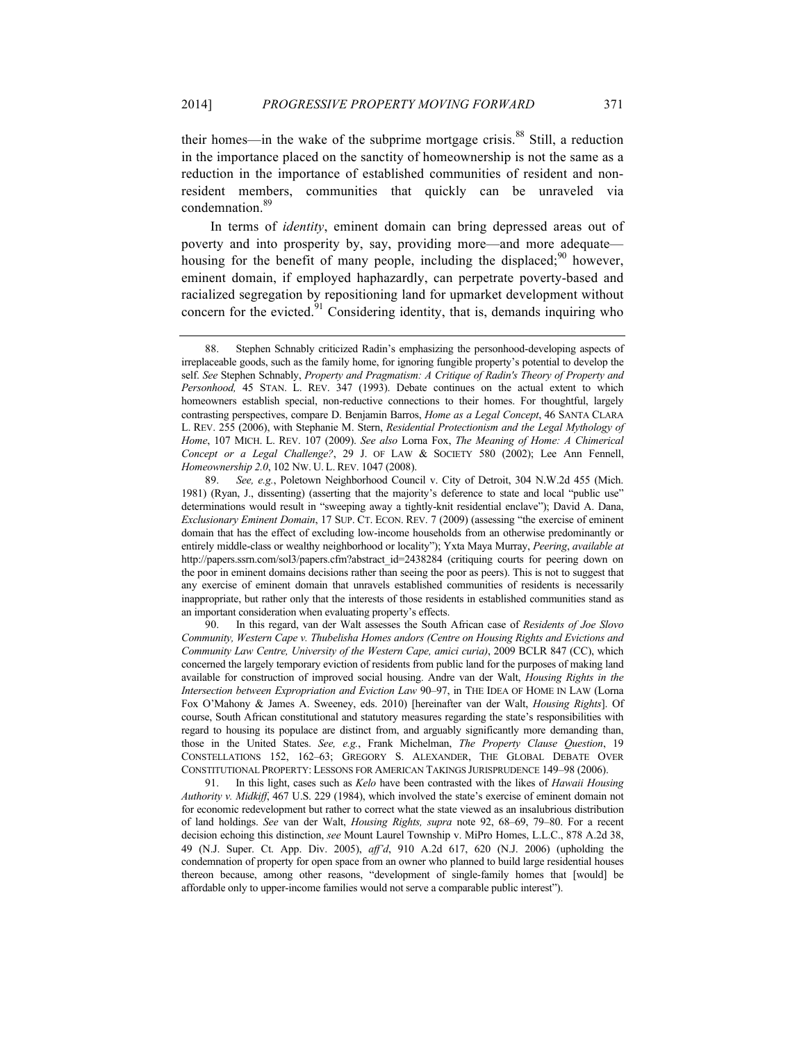their homes—in the wake of the subprime mortgage crisis.[88] Still, a reduction in the importance placed on the sanctity of homeownership is not the same as a reduction in the importance of established communities of resident and non-resident members, communities that quickly can be unraveled via condemnation.[89]

In terms of *identity*, eminent domain can bring depressed areas out of poverty and into prosperity by, say, providing more—and more adequate—housing for the benefit of many people, including the displaced;[90] however, eminent domain, if employed haphazardly, can perpetrate poverty-based and racialized segregation by repositioning land for upmarket development without concern for the evicted.[91] Considering identity, that is, demands inquiring who

---

88. Stephen Schnably criticized Radin's emphasizing the personhood-developing aspects of irreplaceable goods, such as the family home, for ignoring fungible property's potential to develop the self. *See* Stephen Schnably, *Property and Pragmatism: A Critique of Radin's Theory of Property and Personhood,* 45 STAN. L. REV. 347 (1993). Debate continues on the actual extent to which homeowners establish special, non-reductive connections to their homes. For thoughtful, largely contrasting perspectives, compare D. Benjamin Barros, *Home as a Legal Concept*, 46 SANTA CLARA L. REV. 255 (2006), with Stephanie M. Stern, *Residential Protectionism and the Legal Mythology of Home*, 107 MICH. L. REV. 107 (2009). *See also* Lorna Fox, *The Meaning of Home: A Chimerical Concept or a Legal Challenge?*, 29 J. OF LAW & SOCIETY 580 (2002); Lee Ann Fennell, *Homeownership 2.0*, 102 NW. U. L. REV. 1047 (2008).

89. *See, e.g.*, Poletown Neighborhood Council v. City of Detroit, 304 N.W.2d 455 (Mich. 1981) (Ryan, J., dissenting) (asserting that the majority's deference to state and local "public use" determinations would result in "sweeping away a tightly-knit residential enclave"); David A. Dana, *Exclusionary Eminent Domain*, 17 SUP. CT. ECON. REV. 7 (2009) (assessing "the exercise of eminent domain that has the effect of excluding low-income households from an otherwise predominantly or entirely middle-class or wealthy neighborhood or locality"); Yxta Maya Murray, *Peering*, *available at* http://papers.ssrn.com/sol3/papers.cfm?abstract_id=2438284 (critiquing courts for peering down on the poor in eminent domains decisions rather than seeing the poor as peers). This is not to suggest that any exercise of eminent domain that unravels established communities of residents is necessarily inappropriate, but rather only that the interests of those residents in established communities stand as an important consideration when evaluating property's effects.

90. In this regard, van der Walt assesses the South African case of *Residents of Joe Slovo Community, Western Cape v. Thubelisha Homes andors (Centre on Housing Rights and Evictions and Community Law Centre, University of the Western Cape, amici curia)*, 2009 BCLR 847 (CC), which concerned the largely temporary eviction of residents from public land for the purposes of making land available for construction of improved social housing. Andre van der Walt, *Housing Rights in the Intersection between Expropriation and Eviction Law* 90–97, in THE IDEA OF HOME IN LAW (Lorna Fox O'Mahony & James A. Sweeney, eds. 2010) [hereinafter van der Walt, *Housing Rights*]. Of course, South African constitutional and statutory measures regarding the state's responsibilities with regard to housing its populace are distinct from, and arguably significantly more demanding than, those in the United States. *See, e.g.*, Frank Michelman, *The Property Clause Question*, 19 CONSTELLATIONS 152, 162–63; GREGORY S. ALEXANDER, THE GLOBAL DEBATE OVER CONSTITUTIONAL PROPERTY: LESSONS FOR AMERICAN TAKINGS JURISPRUDENCE 149–98 (2006).

91. In this light, cases such as *Kelo* have been contrasted with the likes of *Hawaii Housing Authority v. Midkiff*, 467 U.S. 229 (1984), which involved the state's exercise of eminent domain not for economic redevelopment but rather to correct what the state viewed as an insalubrious distribution of land holdings. *See* van der Walt, *Housing Rights, supra* note 92, 68–69, 79–80. For a recent decision echoing this distinction, *see* Mount Laurel Township v. MiPro Homes, L.L.C., 878 A.2d 38, 49 (N.J. Super. Ct. App. Div. 2005), *aff'd*, 910 A.2d 617, 620 (N.J. 2006) (upholding the condemnation of property for open space from an owner who planned to build large residential houses thereon because, among other reasons, "development of single-family homes that [would] be affordable only to upper-income families would not serve a comparable public interest").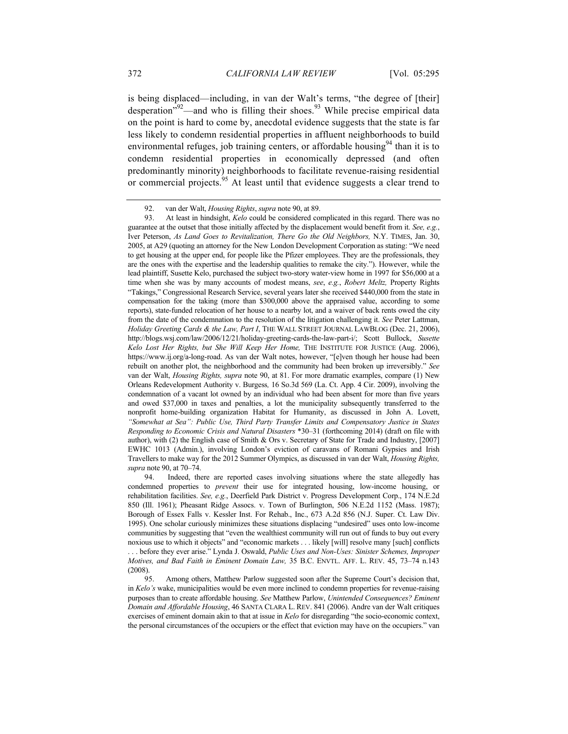is being displaced—including, in van der Walt's terms, "the degree of [their] desperation"[92]—and who is filling their shoes.[93] While precise empirical data on the point is hard to come by, anecdotal evidence suggests that the state is far less likely to condemn residential properties in affluent neighborhoods to build environmental refuges, job training centers, or affordable housing[94] than it is to condemn residential properties in economically depressed (and often predominantly minority) neighborhoods to facilitate revenue-raising residential or commercial projects.[95] At least until that evidence suggests a clear trend to

---

92. van der Walt, *Housing Rights*, *supra* note 90, at 89.

93. At least in hindsight, *Kelo* could be considered complicated in this regard. There was no guarantee at the outset that those initially affected by the displacement would benefit from it. *See, e.g.*, Iver Peterson, *As Land Goes to Revitalization, There Go the Old Neighbors,* N.Y. TIMES, Jan. 30, 2005, at A29 (quoting an attorney for the New London Development Corporation as stating: "We need to get housing at the upper end, for people like the Pfizer employees. They are the professionals, they are the ones with the expertise and the leadership qualities to remake the city."). However, while the lead plaintiff, Susette Kelo, purchased the subject two-story water-view home in 1997 for $56,000 at a time when she was by many accounts of modest means, *see*, *e.g.*, *Robert Meltz,* Property Rights "Takings," Congressional Research Service, several years later she received $440,000 from the state in compensation for the taking (more than $300,000 above the appraised value, according to some reports), state-funded relocation of her house to a nearby lot, and a waiver of back rents owed the city from the date of the condemnation to the resolution of the litigation challenging it. *See* Peter Lattman, *Holiday Greeting Cards & the Law, Part I*, THE WALL STREET JOURNAL LAWBLOG (Dec. 21, 2006), http://blogs.wsj.com/law/2006/12/21/holiday-greeting-cards-the-law-part-i/; Scott Bullock, *Susette Kelo Lost Her Rights, but She Will Keep Her Home,* THE INSTITUTE FOR JUSTICE (Aug. 2006), https://www.ij.org/a-long-road. As van der Walt notes, however, "[e]ven though her house had been rebuilt on another plot, the neighborhood and the community had been broken up irreversibly." *See* van der Walt, *Housing Rights, supra* note 90, at 81. For more dramatic examples, compare (1) New Orleans Redevelopment Authority v. Burgess*,* 16 So.3d 569 (La. Ct. App. 4 Cir. 2009), involving the condemnation of a vacant lot owned by an individual who had been absent for more than five years and owed $37,000 in taxes and penalties, a lot the municipality subsequently transferred to the nonprofit home-building organization Habitat for Humanity, as discussed in John A. Lovett, *"Somewhat at Sea": Public Use, Third Party Transfer Limits and Compensatory Justice in States Responding to Economic Crisis and Natural Disasters* *30–31 (forthcoming 2014) (draft on file with author), with (2) the English case of Smith & Ors v. Secretary of State for Trade and Industry, [2007] EWHC 1013 (Admin.), involving London's eviction of caravans of Romani Gypsies and Irish Travellers to make way for the 2012 Summer Olympics, as discussed in van der Walt, *Housing Rights, supra* note 90, at 70–74.

94. Indeed, there are reported cases involving situations where the state allegedly has condemned properties to *prevent* their use for integrated housing, low-income housing, or rehabilitation facilities. *See, e.g.*, Deerfield Park District v. Progress Development Corp., 174 N.E.2d 850 (Ill. 1961); Pheasant Ridge Assocs. v. Town of Burlington, 506 N.E.2d 1152 (Mass. 1987); Borough of Essex Falls v. Kessler Inst. For Rehab., Inc., 673 A.2d 856 (N.J. Super. Ct. Law Div. 1995). One scholar curiously minimizes these situations displacing "undesired" uses onto low-income communities by suggesting that "even the wealthiest community will run out of funds to buy out every noxious use to which it objects" and "economic markets . . . likely [will] resolve many [such] conflicts . . . before they ever arise." Lynda J. Oswald, *Public Uses and Non-Uses: Sinister Schemes, Improper Motives, and Bad Faith in Eminent Domain Law,* 35 B.C. ENVTL. AFF. L. REV. 45, 73–74 n.143 (2008).

95. Among others, Matthew Parlow suggested soon after the Supreme Court's decision that, in *Kelo's* wake, municipalities would be even more inclined to condemn properties for revenue-raising purposes than to create affordable housing. *See* Matthew Parlow, *Unintended Consequences? Eminent Domain and Affordable Housing*, 46 SANTA CLARA L. REV. 841 (2006). Andre van der Walt critiques exercises of eminent domain akin to that at issue in *Kelo* for disregarding "the socio-economic context, the personal circumstances of the occupiers or the effect that eviction may have on the occupiers." van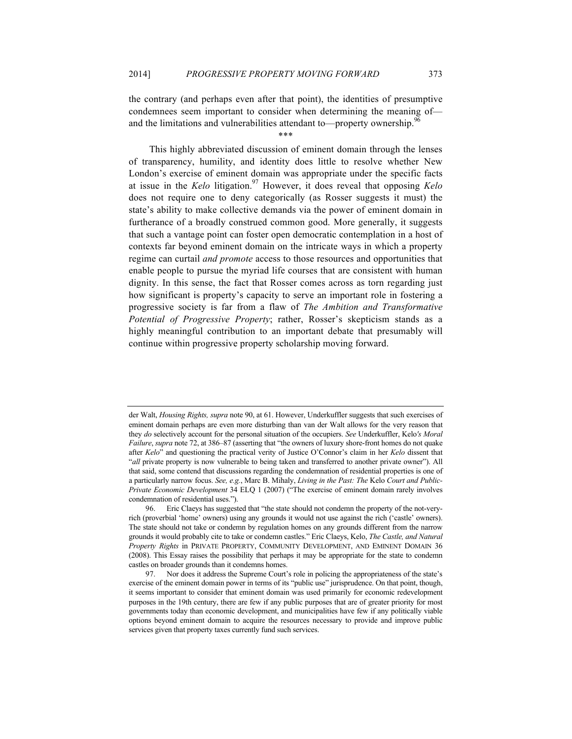the contrary (and perhaps even after that point), the identities of presumptive condemnees seem important to consider when determining the meaning of—and the limitations and vulnerabilities attendant to—property ownership.[96]

\*\*\*

This highly abbreviated discussion of eminent domain through the lenses of transparency, humility, and identity does little to resolve whether New London's exercise of eminent domain was appropriate under the specific facts at issue in the *Kelo* litigation.[97] However, it does reveal that opposing *Kelo* does not require one to deny categorically (as Rosser suggests it must) the state's ability to make collective demands via the power of eminent domain in furtherance of a broadly construed common good. More generally, it suggests that such a vantage point can foster open democratic contemplation in a host of contexts far beyond eminent domain on the intricate ways in which a property regime can curtail *and promote* access to those resources and opportunities that enable people to pursue the myriad life courses that are consistent with human dignity. In this sense, the fact that Rosser comes across as torn regarding just how significant is property's capacity to serve an important role in fostering a progressive society is far from a flaw of *The Ambition and Transformative Potential of Progressive Property*; rather, Rosser's skepticism stands as a highly meaningful contribution to an important debate that presumably will continue within progressive property scholarship moving forward.

---

der Walt, *Housing Rights, supra* note 90, at 61. However, Underkuffler suggests that such exercises of eminent domain perhaps are even more disturbing than van der Walt allows for the very reason that they *do* selectively account for the personal situation of the occupiers. *See* Underkuffler, Kelo*'s Moral Failure*, *supra* note 72, at 386–87 (asserting that "the owners of luxury shore-front homes do not quake after *Kelo*" and questioning the practical verity of Justice O'Connor's claim in her *Kelo* dissent that "*all* private property is now vulnerable to being taken and transferred to another private owner"). All that said, some contend that discussions regarding the condemnation of residential properties is one of a particularly narrow focus. *See, e.g.*, Marc B. Mihaly, *Living in the Past: The* Kelo *Court and Public-Private Economic Development* 34 ELQ 1 (2007) ("The exercise of eminent domain rarely involves condemnation of residential uses.").

96. Eric Claeys has suggested that "the state should not condemn the property of the not-very-rich (proverbial 'home' owners) using any grounds it would not use against the rich ('castle' owners). The state should not take or condemn by regulation homes on any grounds different from the narrow grounds it would probably cite to take or condemn castles." Eric Claeys, Kelo, *The Castle, and Natural Property Rights* in PRIVATE PROPERTY, COMMUNITY DEVELOPMENT, AND EMINENT DOMAIN 36 (2008). This Essay raises the possibility that perhaps it may be appropriate for the state to condemn castles on broader grounds than it condemns homes.

97. Nor does it address the Supreme Court's role in policing the appropriateness of the state's exercise of the eminent domain power in terms of its "public use" jurisprudence. On that point, though, it seems important to consider that eminent domain was used primarily for economic redevelopment purposes in the 19th century, there are few if any public purposes that are of greater priority for most governments today than economic development, and municipalities have few if any politically viable options beyond eminent domain to acquire the resources necessary to provide and improve public services given that property taxes currently fund such services.